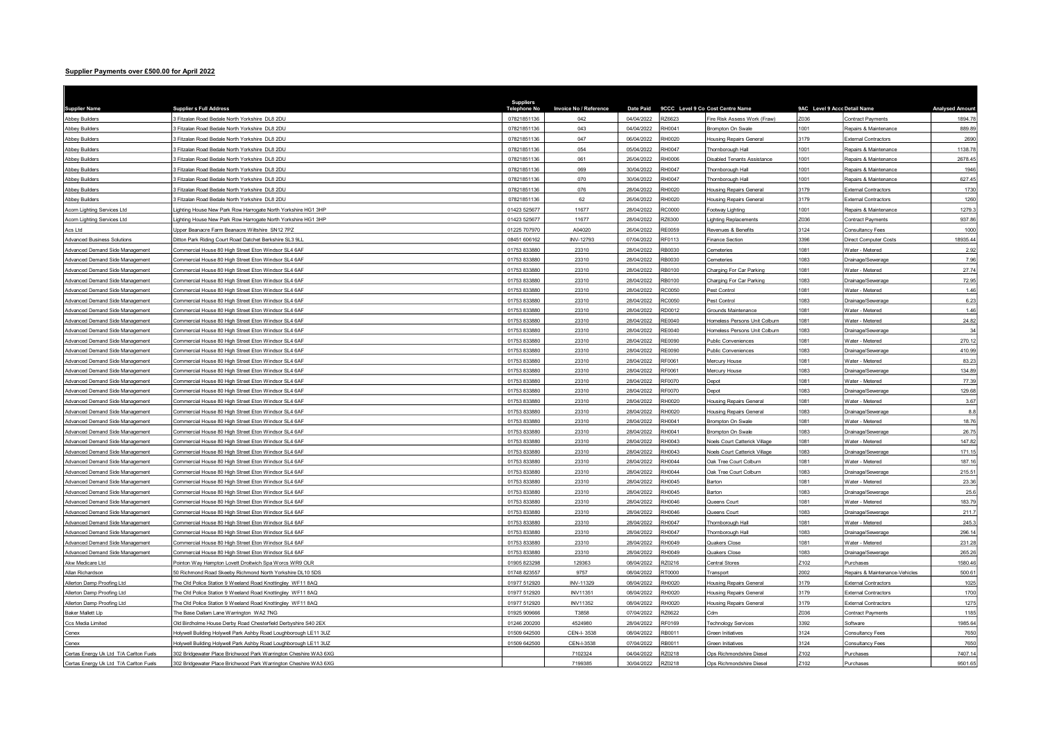## Supplier Payments over £500.00 for April 2022

| Supplier Name | Supplier s Full Address | Suppliers Telephone No | Invoice No / Reference | Date Paid | 9CCC Level 9 Co | Cost Centre Name | 9AC Level 9 Acc | Detail Name | Analysed Amount |
|---|---|---|---|---|---|---|---|---|---|
| Abbey Builders | 3 Fitzalan Road Bedale North Yorkshire DL8 2DU | 07821851136 | 042 | 04/04/2022 | RZ6623 | Fire Risk Assess Work (Fraw) | Z036 | Contract Payments | 1894.78 |
| Abbey Builders | 3 Fitzalan Road Bedale North Yorkshire DL8 2DU | 07821851136 | 043 | 04/04/2022 | RH0041 | Brompton On Swale | 1001 | Repairs & Maintenance | 889.89 |
| Abbey Builders | 3 Fitzalan Road Bedale North Yorkshire DL8 2DU | 07821851136 | 047 | 06/04/2022 | RH0020 | Housing Repairs General | 3179 | External Contractors | 2690 |
| Abbey Builders | 3 Fitzalan Road Bedale North Yorkshire DL8 2DU | 07821851136 | 054 | 05/04/2022 | RH0047 | Thornborough Hall | 1001 | Repairs & Maintenance | 1138.78 |
| Abbey Builders | 3 Fitzalan Road Bedale North Yorkshire DL8 2DU | 07821851136 | 061 | 26/04/2022 | RH0006 | Disabled Tenants Assistance | 1001 | Repairs & Maintenance | 2678.45 |
| Abbey Builders | 3 Fitzalan Road Bedale North Yorkshire DL8 2DU | 07821851136 | 069 | 30/04/2022 | RH0047 | Thornborough Hall | 1001 | Repairs & Maintenance | 1946 |
| Abbey Builders | 3 Fitzalan Road Bedale North Yorkshire DL8 2DU | 07821851136 | 070 | 30/04/2022 | RH0047 | Thornborough Hall | 1001 | Repairs & Maintenance | 627.45 |
| Abbey Builders | 3 Fitzalan Road Bedale North Yorkshire DL8 2DU | 07821851136 | 076 | 28/04/2022 | RH0020 | Housing Repairs General | 3179 | External Contractors | 1730 |
| Abbey Builders | 3 Fitzalan Road Bedale North Yorkshire DL8 2DU | 07821851136 | 62 | 26/04/2022 | RH0020 | Housing Repairs General | 3179 | External Contractors | 1260 |
| Acorn Lighting Services Ltd | Lighting House New Park Row Harrogate North Yorkshire HG1 3HP | 01423 525677 | 11677 | 28/04/2022 | RC0000 | Footway Lighting | 1001 | Repairs & Maintenance | 1279.3 |
| Acorn Lighting Services Ltd | Lighting House New Park Row Harrogate North Yorkshire HG1 3HP | 01423 525677 | 11677 | 28/04/2022 | RZ6300 | Lighting Replacements | Z036 | Contract Payments | 937.86 |
| Acs Ltd | Upper Beanacre Farm Beanacre Wiltshire SN12 7PZ | 01225 707970 | A04020 | 26/04/2022 | RE0059 | Revenues & Benefits | 3124 | Consultancy Fees | 1000 |
| Advanced Business Solutions | Ditton Park Riding Court Road Datchet Berkshire SL3 9LL | 08451 606162 | INV-12793 | 07/04/2022 | RF0113 | Finance Section | 3396 | Direct Computer Costs | 18935.44 |
| Advanced Demand Side Management | Commercial House 80 High Street Eton Windsor SL4 6AF | 01753 833880 | 23310 | 28/04/2022 | RB0030 | Cemeteries | 1081 | Water - Metered | 2.92 |
| Advanced Demand Side Management | Commercial House 80 High Street Eton Windsor SL4 6AF | 01753 833880 | 23310 | 28/04/2022 | RB0030 | Cemeteries | 1083 | Drainage/Sewerage | 7.96 |
| Advanced Demand Side Management | Commercial House 80 High Street Eton Windsor SL4 6AF | 01753 833880 | 23310 | 28/04/2022 | RB0100 | Charging For Car Parking | 1081 | Water - Metered | 27.74 |
| Advanced Demand Side Management | Commercial House 80 High Street Eton Windsor SL4 6AF | 01753 833880 | 23310 | 28/04/2022 | RB0100 | Charging For Car Parking | 1083 | Drainage/Sewerage | 72.95 |
| Advanced Demand Side Management | Commercial House 80 High Street Eton Windsor SL4 6AF | 01753 833880 | 23310 | 28/04/2022 | RC0050 | Pest Control | 1081 | Water - Metered | 1.46 |
| Advanced Demand Side Management | Commercial House 80 High Street Eton Windsor SL4 6AF | 01753 833880 | 23310 | 28/04/2022 | RC0050 | Pest Control | 1083 | Drainage/Sewerage | 6.23 |
| Advanced Demand Side Management | Commercial House 80 High Street Eton Windsor SL4 6AF | 01753 833880 | 23310 | 28/04/2022 | RD0012 | Grounds Maintenance | 1081 | Water - Metered | 1.46 |
| Advanced Demand Side Management | Commercial House 80 High Street Eton Windsor SL4 6AF | 01753 833880 | 23310 | 28/04/2022 | RE0040 | Homeless Persons Unit Colburn | 1081 | Water - Metered | 24.82 |
| Advanced Demand Side Management | Commercial House 80 High Street Eton Windsor SL4 6AF | 01753 833880 | 23310 | 28/04/2022 | RE0040 | Homeless Persons Unit Colburn | 1083 | Drainage/Sewerage | 34 |
| Advanced Demand Side Management | Commercial House 80 High Street Eton Windsor SL4 6AF | 01753 833880 | 23310 | 28/04/2022 | RE0090 | Public Conveniences | 1081 | Water - Metered | 270.12 |
| Advanced Demand Side Management | Commercial House 80 High Street Eton Windsor SL4 6AF | 01753 833880 | 23310 | 28/04/2022 | RE0090 | Public Conveniences | 1083 | Drainage/Sewerage | 410.99 |
| Advanced Demand Side Management | Commercial House 80 High Street Eton Windsor SL4 6AF | 01753 833880 | 23310 | 28/04/2022 | RF0061 | Mercury House | 1081 | Water - Metered | 83.23 |
| Advanced Demand Side Management | Commercial House 80 High Street Eton Windsor SL4 6AF | 01753 833880 | 23310 | 28/04/2022 | RF0061 | Mercury House | 1083 | Drainage/Sewerage | 134.89 |
| Advanced Demand Side Management | Commercial House 80 High Street Eton Windsor SL4 6AF | 01753 833880 | 23310 | 28/04/2022 | RF0070 | Depot | 1081 | Water - Metered | 77.39 |
| Advanced Demand Side Management | Commercial House 80 High Street Eton Windsor SL4 6AF | 01753 833880 | 23310 | 28/04/2022 | RF0070 | Depot | 1083 | Drainage/Sewerage | 129.68 |
| Advanced Demand Side Management | Commercial House 80 High Street Eton Windsor SL4 6AF | 01753 833880 | 23310 | 28/04/2022 | RH0020 | Housing Repairs General | 1081 | Water - Metered | 3.67 |
| Advanced Demand Side Management | Commercial House 80 High Street Eton Windsor SL4 6AF | 01753 833880 | 23310 | 28/04/2022 | RH0020 | Housing Repairs General | 1083 | Drainage/Sewerage | 8.8 |
| Advanced Demand Side Management | Commercial House 80 High Street Eton Windsor SL4 6AF | 01753 833880 | 23310 | 28/04/2022 | RH0041 | Brompton On Swale | 1081 | Water - Metered | 18.76 |
| Advanced Demand Side Management | Commercial House 80 High Street Eton Windsor SL4 6AF | 01753 833880 | 23310 | 28/04/2022 | RH0041 | Brompton On Swale | 1083 | Drainage/Sewerage | 26.75 |
| Advanced Demand Side Management | Commercial House 80 High Street Eton Windsor SL4 6AF | 01753 833880 | 23310 | 28/04/2022 | RH0043 | Noels Court Catterick Village | 1081 | Water - Metered | 147.82 |
| Advanced Demand Side Management | Commercial House 80 High Street Eton Windsor SL4 6AF | 01753 833880 | 23310 | 28/04/2022 | RH0043 | Noels Court Catterick Village | 1083 | Drainage/Sewerage | 171.15 |
| Advanced Demand Side Management | Commercial House 80 High Street Eton Windsor SL4 6AF | 01753 833880 | 23310 | 28/04/2022 | RH0044 | Oak Tree Court Colburn | 1081 | Water - Metered | 187.16 |
| Advanced Demand Side Management | Commercial House 80 High Street Eton Windsor SL4 6AF | 01753 833880 | 23310 | 28/04/2022 | RH0044 | Oak Tree Court Colburn | 1083 | Drainage/Sewerage | 215.51 |
| Advanced Demand Side Management | Commercial House 80 High Street Eton Windsor SL4 6AF | 01753 833880 | 23310 | 28/04/2022 | RH0045 | Barton | 1081 | Water - Metered | 23.36 |
| Advanced Demand Side Management | Commercial House 80 High Street Eton Windsor SL4 6AF | 01753 833880 | 23310 | 28/04/2022 | RH0045 | Barton | 1083 | Drainage/Sewerage | 25.6 |
| Advanced Demand Side Management | Commercial House 80 High Street Eton Windsor SL4 6AF | 01753 833880 | 23310 | 28/04/2022 | RH0046 | Queens Court | 1081 | Water - Metered | 183.79 |
| Advanced Demand Side Management | Commercial House 80 High Street Eton Windsor SL4 6AF | 01753 833880 | 23310 | 28/04/2022 | RH0046 | Queens Court | 1083 | Drainage/Sewerage | 211.7 |
| Advanced Demand Side Management | Commercial House 80 High Street Eton Windsor SL4 6AF | 01753 833880 | 23310 | 28/04/2022 | RH0047 | Thornborough Hall | 1081 | Water - Metered | 245.3 |
| Advanced Demand Side Management | Commercial House 80 High Street Eton Windsor SL4 6AF | 01753 833880 | 23310 | 28/04/2022 | RH0047 | Thornborough Hall | 1083 | Drainage/Sewerage | 296.14 |
| Advanced Demand Side Management | Commercial House 80 High Street Eton Windsor SL4 6AF | 01753 833880 | 23310 | 28/04/2022 | RH0049 | Quakers Close | 1081 | Water - Metered | 231.28 |
| Advanced Demand Side Management | Commercial House 80 High Street Eton Windsor SL4 6AF | 01753 833880 | 23310 | 28/04/2022 | RH0049 | Quakers Close | 1083 | Drainage/Sewerage | 265.26 |
| Akw Medicare Ltd | Pointon Way Hampton Lovett Droitwich Spa Worcs WR9 OLR | 01905 823298 | 129363 | 08/04/2022 | RZ0216 | Central Stores | Z102 | Purchases | 1580.46 |
| Allan Richardson | 50 Richmond Road Skeeby Richmond North Yorkshire DL10 5DS | 01748 823557 | 9757 | 08/04/2022 | RT0000 | Transport | 2002 | Repairs & Maintenance-Vehicles | 500.61 |
| Allerton Damp Proofing Ltd | The Old Police Station 9 Weeland Road Knottingley WF11 8AQ | 01977 512920 | INV-11329 | 08/04/2022 | RH0020 | Housing Repairs General | 3179 | External Contractors | 1025 |
| Allerton Damp Proofing Ltd | The Old Police Station 9 Weeland Road Knottingley WF11 8AQ | 01977 512920 | INV11351 | 08/04/2022 | RH0020 | Housing Repairs General | 3179 | External Contractors | 1700 |
| Allerton Damp Proofing Ltd | The Old Police Station 9 Weeland Road Knottingley WF11 8AQ | 01977 512920 | INV11352 | 08/04/2022 | RH0020 | Housing Repairs General | 3179 | External Contractors | 1275 |
| Baker Mallett Llp | The Base Dallam Lane Warrington WA2 7NG | 01925 909666 | T3858 | 07/04/2022 | RZ6622 | Cdm | Z036 | Contract Payments | 1185 |
| Ccs Media Limited | Old Birdholme House Derby Road Chesterfield Derbyshire S40 2EX | 01246 200200 | 4524980 | 28/04/2022 | RF0169 | Technology Services | 3392 | Software | 1985.64 |
| Cenex | Holywell Building Holywell Park Ashby Road Loughborough LE11 3UZ | 01509 642500 | CEN-I- 3538 | 08/04/2022 | RB0011 | Green Initiatives | 3124 | Consultancy Fees | 7650 |
| Cenex | Holywell Building Holywell Park Ashby Road Loughborough LE11 3UZ | 01509 642500 | CEN-I-3538 | 07/04/2022 | RB0011 | Green Initiatives | 3124 | Consultancy Fees | 7650 |
| Certas Energy Uk Ltd T/A Carlton Fuels | 302 Bridgewater Place Brichwood Park Warrington Cheshire WA3 6XG | | 7102324 | 04/04/2022 | RZ0218 | Ops Richmondshire Diesel | Z102 | Purchases | 7407.14 |
| Certas Energy Uk Ltd T/A Carlton Fuels | 302 Bridgewater Place Brichwood Park Warrington Cheshire WA3 6XG | | 7199385 | 30/04/2022 | RZ0218 | Ops Richmondshire Diesel | Z102 | Purchases | 9501.65 |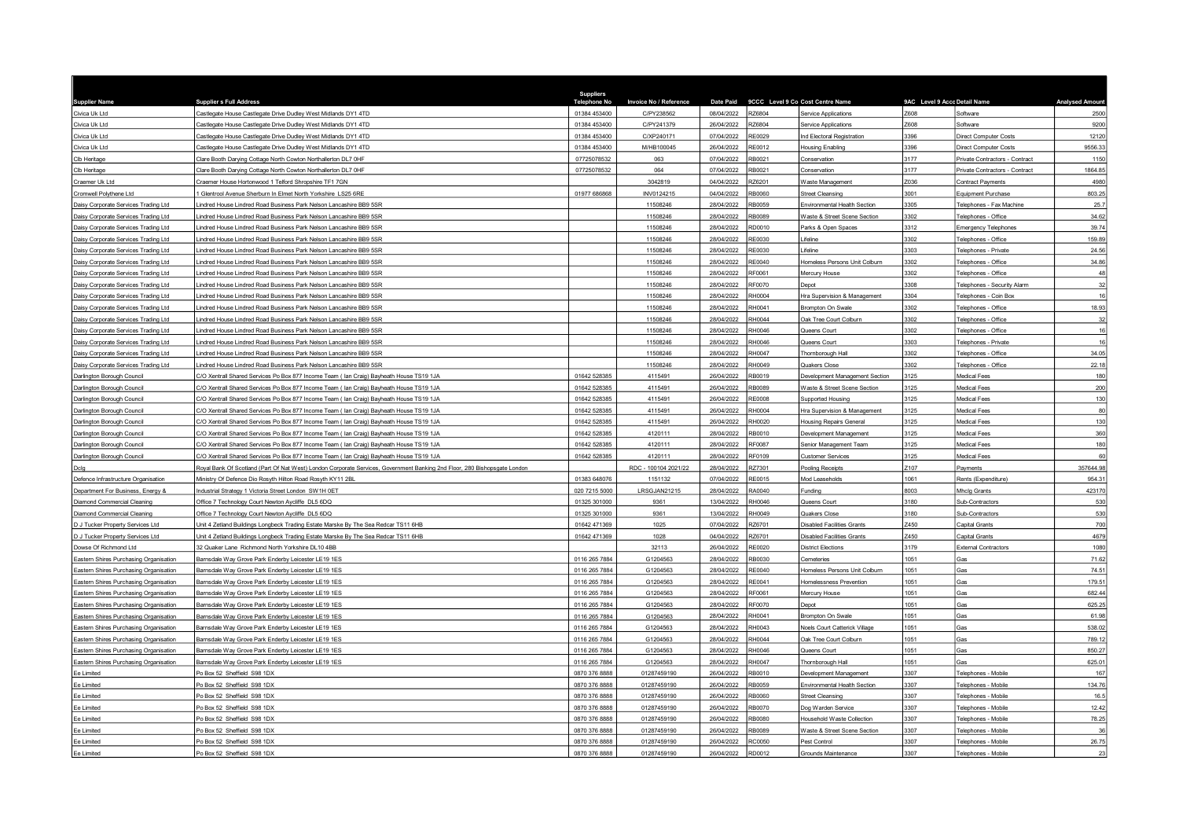| Supplier Name | Supplier s Full Address | Suppliers Telephone No | Invoice No / Reference | Date Paid | 9CCC Level 9 Co | Cost Centre Name | 9AC Level 9 Acc | Detail Name | Analysed Amount |
|---|---|---|---|---|---|---|---|---|---|
| Civica Uk Ltd | Castlegate House Castlegate Drive Dudley West Midlands DY1 4TD | 01384 453400 | C/PY238562 | 08/04/2022 | RZ6804 | Service Applications | Z608 | Software | 2500 |
| Civica Uk Ltd | Castlegate House Castlegate Drive Dudley West Midlands DY1 4TD | 01384 453400 | C/PY241379 | 26/04/2022 | RZ6804 | Service Applications | Z608 | Software | 9200 |
| Civica Uk Ltd | Castlegate House Castlegate Drive Dudley West Midlands DY1 4TD | 01384 453400 | C/XP240171 | 07/04/2022 | RE0029 | Ind Electoral Registration | 3396 | Direct Computer Costs | 12120 |
| Civica Uk Ltd | Castlegate House Castlegate Drive Dudley West Midlands DY1 4TD | 01384 453400 | M/HB100045 | 26/04/2022 | RE0012 | Housing Enabling | 3396 | Direct Computer Costs | 9556.33 |
| Clb Heritage | Clare Booth Darying Cottage North Cowton Northallerton DL7 0HF | 07725078532 | 063 | 07/04/2022 | RB0021 | Conservation | 3177 | Private Contractors - Contract | 1150 |
| Clb Heritage | Clare Booth Darying Cottage North Cowton Northallerton DL7 0HF | 07725078532 | 064 | 07/04/2022 | RB0021 | Conservation | 3177 | Private Contractors - Contract | 1864.85 |
| Craemer Uk Ltd | Craemer House Hortonwood 1 Telford Shropshire TF1 7GN | | 3042819 | 04/04/2022 | RZ6201 | Waste Management | Z036 | Contract Payments | 4980 |
| Cromwell Polythene Ltd | 1 Glentrool Avenue Sherburn In Elmet North Yorkshire LS25 6RE | 01977 686868 | INV0124215 | 04/04/2022 | RB0060 | Street Cleansing | 3001 | Equipment Purchase | 803.25 |
| Daisy Corporate Services Trading Ltd | Lindred House Lindred Road Business Park Nelson Lancashire BB9 5SR | | 11508246 | 28/04/2022 | RB0059 | Environmental Health Section | 3305 | Telephones - Fax Machine | 25.7 |
| Daisy Corporate Services Trading Ltd | Lindred House Lindred Road Business Park Nelson Lancashire BB9 5SR | | 11508246 | 28/04/2022 | RB0089 | Waste & Street Scene Section | 3302 | Telephones - Office | 34.62 |
| Daisy Corporate Services Trading Ltd | Lindred House Lindred Road Business Park Nelson Lancashire BB9 5SR | | 11508246 | 28/04/2022 | RD0010 | Parks & Open Spaces | 3312 | Emergency Telephones | 39.74 |
| Daisy Corporate Services Trading Ltd | Lindred House Lindred Road Business Park Nelson Lancashire BB9 5SR | | 11508246 | 28/04/2022 | RE0030 | Lifeline | 3302 | Telephones - Office | 159.89 |
| Daisy Corporate Services Trading Ltd | Lindred House Lindred Road Business Park Nelson Lancashire BB9 5SR | | 11508246 | 28/04/2022 | RE0030 | Lifeline | 3303 | Telephones - Private | 24.56 |
| Daisy Corporate Services Trading Ltd | Lindred House Lindred Road Business Park Nelson Lancashire BB9 5SR | | 11508246 | 28/04/2022 | RE0040 | Homeless Persons Unit Colburn | 3302 | Telephones - Office | 34.86 |
| Daisy Corporate Services Trading Ltd | Lindred House Lindred Road Business Park Nelson Lancashire BB9 5SR | | 11508246 | 28/04/2022 | RF0061 | Mercury House | 3302 | Telephones - Office | 48 |
| Daisy Corporate Services Trading Ltd | Lindred House Lindred Road Business Park Nelson Lancashire BB9 5SR | | 11508246 | 28/04/2022 | RF0070 | Depot | 3308 | Telephones - Security Alarm | 32 |
| Daisy Corporate Services Trading Ltd | Lindred House Lindred Road Business Park Nelson Lancashire BB9 5SR | | 11508246 | 28/04/2022 | RH0004 | Hra Supervision & Management | 3304 | Telephones - Coin Box | 16 |
| Daisy Corporate Services Trading Ltd | Lindred House Lindred Road Business Park Nelson Lancashire BB9 5SR | | 11508246 | 28/04/2022 | RH0041 | Brompton On Swale | 3302 | Telephones - Office | 18.93 |
| Daisy Corporate Services Trading Ltd | Lindred House Lindred Road Business Park Nelson Lancashire BB9 5SR | | 11508246 | 28/04/2022 | RH0044 | Oak Tree Court Colburn | 3302 | Telephones - Office | 32 |
| Daisy Corporate Services Trading Ltd | Lindred House Lindred Road Business Park Nelson Lancashire BB9 5SR | | 11508246 | 28/04/2022 | RH0046 | Queens Court | 3302 | Telephones - Office | 16 |
| Daisy Corporate Services Trading Ltd | Lindred House Lindred Road Business Park Nelson Lancashire BB9 5SR | | 11508246 | 28/04/2022 | RH0046 | Queens Court | 3303 | Telephones - Private | 16 |
| Daisy Corporate Services Trading Ltd | Lindred House Lindred Road Business Park Nelson Lancashire BB9 5SR | | 11508246 | 28/04/2022 | RH0047 | Thornborough Hall | 3302 | Telephones - Office | 34.05 |
| Daisy Corporate Services Trading Ltd | Lindred House Lindred Road Business Park Nelson Lancashire BB9 5SR | | 11508246 | 28/04/2022 | RH0049 | Quakers Close | 3302 | Telephones - Office | 22.18 |
| Darlington Borough Council | C/O Xentrall Shared Services Po Box 877 Income Team ( Ian Craig) Bayheath House TS19 1JA | 01642 528385 | 4115491 | 26/04/2022 | RB0019 | Development Management Section | 3125 | Medical Fees | 180 |
| Darlington Borough Council | C/O Xentrall Shared Services Po Box 877 Income Team ( Ian Craig) Bayheath House TS19 1JA | 01642 528385 | 4115491 | 26/04/2022 | RB0089 | Waste & Street Scene Section | 3125 | Medical Fees | 200 |
| Darlington Borough Council | C/O Xentrall Shared Services Po Box 877 Income Team ( Ian Craig) Bayheath House TS19 1JA | 01642 528385 | 4115491 | 26/04/2022 | RE0008 | Supported Housing | 3125 | Medical Fees | 130 |
| Darlington Borough Council | C/O Xentrall Shared Services Po Box 877 Income Team ( Ian Craig) Bayheath House TS19 1JA | 01642 528385 | 4115491 | 26/04/2022 | RH0004 | Hra Supervision & Management | 3125 | Medical Fees | 80 |
| Darlington Borough Council | C/O Xentrall Shared Services Po Box 877 Income Team ( Ian Craig) Bayheath House TS19 1JA | 01642 528385 | 4115491 | 26/04/2022 | RH0020 | Housing Repairs General | 3125 | Medical Fees | 130 |
| Darlington Borough Council | C/O Xentrall Shared Services Po Box 877 Income Team ( Ian Craig) Bayheath House TS19 1JA | 01642 528385 | 4120111 | 28/04/2022 | RB0010 | Development Management | 3125 | Medical Fees | 360 |
| Darlington Borough Council | C/O Xentrall Shared Services Po Box 877 Income Team ( Ian Craig) Bayheath House TS19 1JA | 01642 528385 | 4120111 | 28/04/2022 | RF0087 | Senior Management Team | 3125 | Medical Fees | 180 |
| Darlington Borough Council | C/O Xentrall Shared Services Po Box 877 Income Team ( Ian Craig) Bayheath House TS19 1JA | 01642 528385 | 4120111 | 28/04/2022 | RF0109 | Customer Services | 3125 | Medical Fees | 60 |
| Dclg | Royal Bank Of Scotland (Part Of Nat West) London Corporate Services, Government Banking 2nd Floor, 280 Bishopsgate London | | RDC - 100104 2021/22 | 28/04/2022 | RZ7301 | Pooling Receipts | Z107 | Payments | 357644.98 |
| Defence Infrastructure Organisation | Ministry Of Defence Dio Rosyth Hilton Road Rosyth KY11 2BL | 01383 648076 | 1151132 | 07/04/2022 | RE0015 | Mod Leaseholds | 1061 | Rents (Expenditure) | 954.31 |
| Department For Business, Energy & | Industrial Strategy 1 Victoria Street London SW1H 0ET | 020 7215 5000 | LRSGJAN21215 | 28/04/2022 | RA0040 | Funding | 8003 | Mhclg Grants | 423170 |
| Diamond Commercial Cleaning | Office 7 Technology Court Newton Aycliffe DL5 6DQ | 01325 301000 | 9361 | 13/04/2022 | RH0046 | Queens Court | 3180 | Sub-Contractors | 530 |
| Diamond Commercial Cleaning | Office 7 Technology Court Newton Aycliffe DL5 6DQ | 01325 301000 | 9361 | 13/04/2022 | RH0049 | Quakers Close | 3180 | Sub-Contractors | 530 |
| D J Tucker Property Services Ltd | Unit 4 Zetland Buildings Longbeck Trading Estate Marske By The Sea Redcar TS11 6HB | 01642 471369 | 1025 | 07/04/2022 | RZ6701 | Disabled Facilities Grants | Z450 | Capital Grants | 700 |
| D J Tucker Property Services Ltd | Unit 4 Zetland Buildings Longbeck Trading Estate Marske By The Sea Redcar TS11 6HB | 01642 471369 | 1028 | 04/04/2022 | RZ6701 | Disabled Facilities Grants | Z450 | Capital Grants | 4679 |
| Dowse Of Richmond Ltd | 32 Quaker Lane Richmond North Yorkshire DL10 4BB | | 32113 | 26/04/2022 | RE0020 | District Elections | 3179 | External Contractors | 1080 |
| Eastern Shires Purchasing Organisation | Barnsdale Way Grove Park Enderby Leicester LE19 1ES | 0116 265 7884 | G1204563 | 28/04/2022 | RB0030 | Cemeteries | 1051 | Gas | 71.62 |
| Eastern Shires Purchasing Organisation | Barnsdale Way Grove Park Enderby Leicester LE19 1ES | 0116 265 7884 | G1204563 | 28/04/2022 | RE0040 | Homeless Persons Unit Colburn | 1051 | Gas | 74.51 |
| Eastern Shires Purchasing Organisation | Barnsdale Way Grove Park Enderby Leicester LE19 1ES | 0116 265 7884 | G1204563 | 28/04/2022 | RE0041 | Homelessness Prevention | 1051 | Gas | 179.51 |
| Eastern Shires Purchasing Organisation | Barnsdale Way Grove Park Enderby Leicester LE19 1ES | 0116 265 7884 | G1204563 | 28/04/2022 | RF0061 | Mercury House | 1051 | Gas | 682.44 |
| Eastern Shires Purchasing Organisation | Barnsdale Way Grove Park Enderby Leicester LE19 1ES | 0116 265 7884 | G1204563 | 28/04/2022 | RF0070 | Depot | 1051 | Gas | 625.25 |
| Eastern Shires Purchasing Organisation | Barnsdale Way Grove Park Enderby Leicester LE19 1ES | 0116 265 7884 | G1204563 | 28/04/2022 | RH0041 | Brompton On Swale | 1051 | Gas | 61.98 |
| Eastern Shires Purchasing Organisation | Barnsdale Way Grove Park Enderby Leicester LE19 1ES | 0116 265 7884 | G1204563 | 28/04/2022 | RH0043 | Noels Court Catterick Village | 1051 | Gas | 538.02 |
| Eastern Shires Purchasing Organisation | Barnsdale Way Grove Park Enderby Leicester LE19 1ES | 0116 265 7884 | G1204563 | 28/04/2022 | RH0044 | Oak Tree Court Colburn | 1051 | Gas | 789.12 |
| Eastern Shires Purchasing Organisation | Barnsdale Way Grove Park Enderby Leicester LE19 1ES | 0116 265 7884 | G1204563 | 28/04/2022 | RH0046 | Queens Court | 1051 | Gas | 850.27 |
| Eastern Shires Purchasing Organisation | Barnsdale Way Grove Park Enderby Leicester LE19 1ES | 0116 265 7884 | G1204563 | 28/04/2022 | RH0047 | Thornborough Hall | 1051 | Gas | 625.01 |
| Ee Limited | Po Box 52 Sheffield S98 1DX | 0870 376 8888 | 01287459190 | 26/04/2022 | RB0010 | Development Management | 3307 | Telephones - Mobile | 167 |
| Ee Limited | Po Box 52 Sheffield S98 1DX | 0870 376 8888 | 01287459190 | 26/04/2022 | RB0059 | Environmental Health Section | 3307 | Telephones - Mobile | 134.76 |
| Ee Limited | Po Box 52 Sheffield S98 1DX | 0870 376 8888 | 01287459190 | 26/04/2022 | RB0060 | Street Cleansing | 3307 | Telephones - Mobile | 16.5 |
| Ee Limited | Po Box 52 Sheffield S98 1DX | 0870 376 8888 | 01287459190 | 26/04/2022 | RB0070 | Dog Warden Service | 3307 | Telephones - Mobile | 12.42 |
| Ee Limited | Po Box 52 Sheffield S98 1DX | 0870 376 8888 | 01287459190 | 26/04/2022 | RB0080 | Household Waste Collection | 3307 | Telephones - Mobile | 78.25 |
| Ee Limited | Po Box 52 Sheffield S98 1DX | 0870 376 8888 | 01287459190 | 26/04/2022 | RB0089 | Waste & Street Scene Section | 3307 | Telephones - Mobile | 36 |
| Ee Limited | Po Box 52 Sheffield S98 1DX | 0870 376 8888 | 01287459190 | 26/04/2022 | RC0050 | Pest Control | 3307 | Telephones - Mobile | 26.75 |
| Ee Limited | Po Box 52 Sheffield S98 1DX | 0870 376 8888 | 01287459190 | 26/04/2022 | RD0012 | Grounds Maintenance | 3307 | Telephones - Mobile | 23 |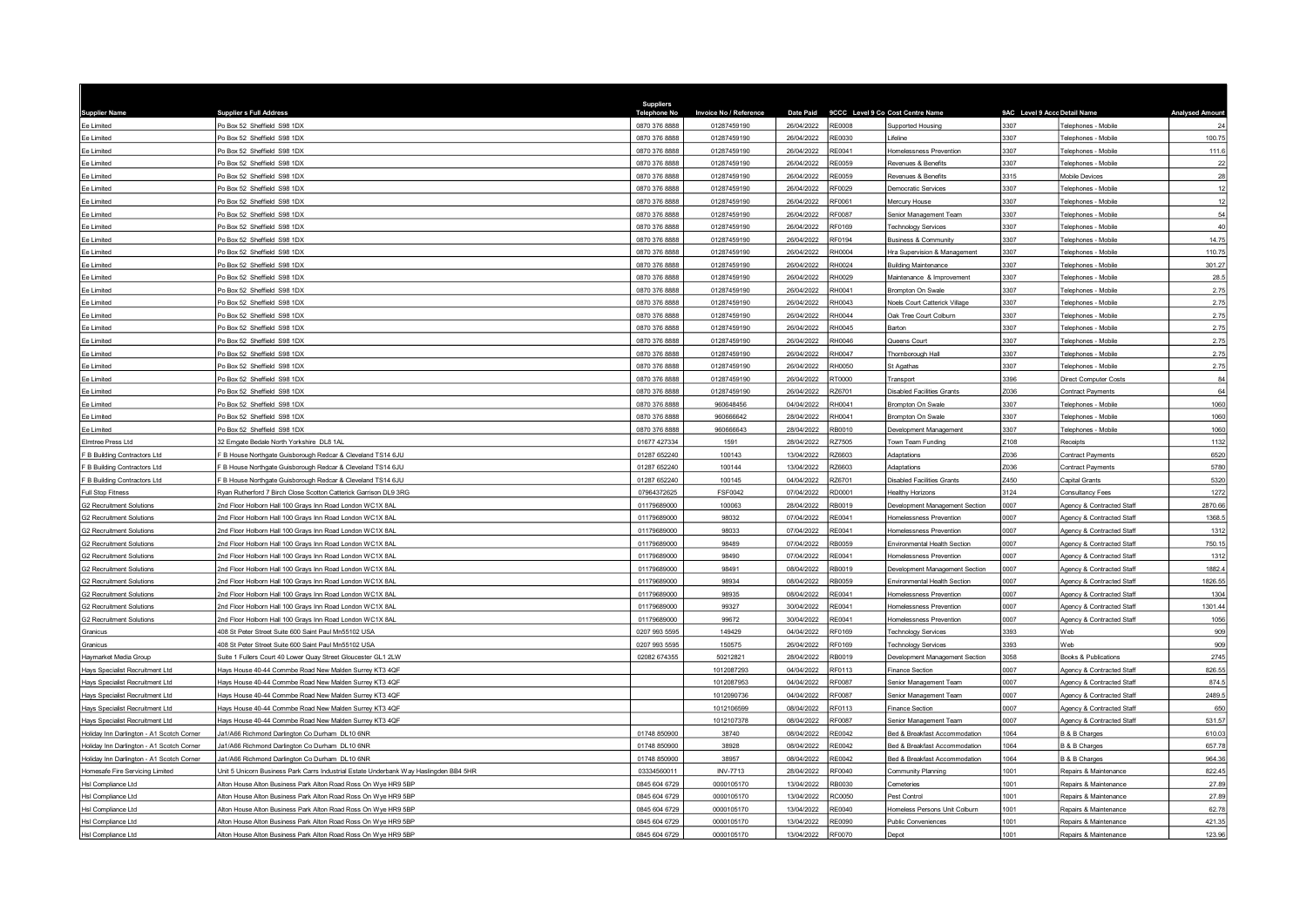| Supplier Name | Supplier s Full Address | Suppliers Telephone No | Invoice No / Reference | Date Paid | 9CCC Level 9 Co | Cost Centre Name | 9AC Level 9 Acco | Detail Name | Analysed Amount |
|---|---|---|---|---|---|---|---|---|---|
| Ee Limited | Po Box 52 Sheffield S98 1DX | 0870 376 8888 | 01287459190 | 26/04/2022 | RE0008 | Supported Housing | 3307 | Telephones - Mobile | 24 |
| Ee Limited | Po Box 52 Sheffield S98 1DX | 0870 376 8888 | 01287459190 | 26/04/2022 | RE0030 | Lifeline | 3307 | Telephones - Mobile | 100.75 |
| Ee Limited | Po Box 52 Sheffield S98 1DX | 0870 376 8888 | 01287459190 | 26/04/2022 | RE0041 | Homelessness Prevention | 3307 | Telephones - Mobile | 111.6 |
| Ee Limited | Po Box 52 Sheffield S98 1DX | 0870 376 8888 | 01287459190 | 26/04/2022 | RE0059 | Revenues & Benefits | 3307 | Telephones - Mobile | 22 |
| Ee Limited | Po Box 52 Sheffield S98 1DX | 0870 376 8888 | 01287459190 | 26/04/2022 | RE0059 | Revenues & Benefits | 3315 | Mobile Devices | 28 |
| Ee Limited | Po Box 52 Sheffield S98 1DX | 0870 376 8888 | 01287459190 | 26/04/2022 | RF0029 | Democratic Services | 3307 | Telephones - Mobile | 12 |
| Ee Limited | Po Box 52 Sheffield S98 1DX | 0870 376 8888 | 01287459190 | 26/04/2022 | RF0061 | Mercury House | 3307 | Telephones - Mobile | 12 |
| Ee Limited | Po Box 52 Sheffield S98 1DX | 0870 376 8888 | 01287459190 | 26/04/2022 | RF0087 | Senior Management Team | 3307 | Telephones - Mobile | 54 |
| Ee Limited | Po Box 52 Sheffield S98 1DX | 0870 376 8888 | 01287459190 | 26/04/2022 | RF0169 | Technology Services | 3307 | Telephones - Mobile | 40 |
| Ee Limited | Po Box 52 Sheffield S98 1DX | 0870 376 8888 | 01287459190 | 26/04/2022 | RF0194 | Business & Community | 3307 | Telephones - Mobile | 14.75 |
| Ee Limited | Po Box 52 Sheffield S98 1DX | 0870 376 8888 | 01287459190 | 26/04/2022 | RH0004 | Hra Supervision & Management | 3307 | Telephones - Mobile | 110.75 |
| Ee Limited | Po Box 52 Sheffield S98 1DX | 0870 376 8888 | 01287459190 | 26/04/2022 | RH0024 | Building Maintenance | 3307 | Telephones - Mobile | 301.27 |
| Ee Limited | Po Box 52 Sheffield S98 1DX | 0870 376 8888 | 01287459190 | 26/04/2022 | RH0029 | Maintenance & Improvement | 3307 | Telephones - Mobile | 28.5 |
| Ee Limited | Po Box 52 Sheffield S98 1DX | 0870 376 8888 | 01287459190 | 26/04/2022 | RH0041 | Brompton On Swale | 3307 | Telephones - Mobile | 2.75 |
| Ee Limited | Po Box 52 Sheffield S98 1DX | 0870 376 8888 | 01287459190 | 26/04/2022 | RH0043 | Noels Court Catterick Village | 3307 | Telephones - Mobile | 2.75 |
| Ee Limited | Po Box 52 Sheffield S98 1DX | 0870 376 8888 | 01287459190 | 26/04/2022 | RH0044 | Oak Tree Court Colburn | 3307 | Telephones - Mobile | 2.75 |
| Ee Limited | Po Box 52 Sheffield S98 1DX | 0870 376 8888 | 01287459190 | 26/04/2022 | RH0045 | Barton | 3307 | Telephones - Mobile | 2.75 |
| Ee Limited | Po Box 52 Sheffield S98 1DX | 0870 376 8888 | 01287459190 | 26/04/2022 | RH0046 | Queens Court | 3307 | Telephones - Mobile | 2.75 |
| Ee Limited | Po Box 52 Sheffield S98 1DX | 0870 376 8888 | 01287459190 | 26/04/2022 | RH0047 | Thornborough Hall | 3307 | Telephones - Mobile | 2.75 |
| Ee Limited | Po Box 52 Sheffield S98 1DX | 0870 376 8888 | 01287459190 | 26/04/2022 | RH0050 | St Agathas | 3307 | Telephones - Mobile | 2.75 |
| Ee Limited | Po Box 52 Sheffield S98 1DX | 0870 376 8888 | 01287459190 | 26/04/2022 | RT0000 | Transport | 3396 | Direct Computer Costs | 84 |
| Ee Limited | Po Box 52 Sheffield S98 1DX | 0870 376 8888 | 01287459190 | 26/04/2022 | RZ6701 | Disabled Facilities Grants | Z036 | Contract Payments | 64 |
| Ee Limited | Po Box 52 Sheffield S98 1DX | 0870 376 8888 | 960648456 | 04/04/2022 | RH0041 | Brompton On Swale | 3307 | Telephones - Mobile | 1060 |
| Ee Limited | Po Box 52 Sheffield S98 1DX | 0870 376 8888 | 960666642 | 28/04/2022 | RH0041 | Brompton On Swale | 3307 | Telephones - Mobile | 1060 |
| Ee Limited | Po Box 52 Sheffield S98 1DX | 0870 376 8888 | 960666643 | 28/04/2022 | RB0010 | Development Management | 3307 | Telephones - Mobile | 1060 |
| Elmtree Press Ltd | 32 Emgate Bedale North Yorkshire DL8 1AL | 01677 427334 | 1591 | 28/04/2022 | RZ7505 | Town Team Funding | Z108 | Receipts | 1132 |
| F B Building Contractors Ltd | F B House Northgate Guisborough Redcar & Cleveland TS14 6JU | 01287 652240 | 100143 | 13/04/2022 | RZ6603 | Adaptations | Z036 | Contract Payments | 6520 |
| F B Building Contractors Ltd | F B House Northgate Guisborough Redcar & Cleveland TS14 6JU | 01287 652240 | 100144 | 13/04/2022 | RZ6603 | Adaptations | Z036 | Contract Payments | 5780 |
| F B Building Contractors Ltd | F B House Northgate Guisborough Redcar & Cleveland TS14 6JU | 01287 652240 | 100145 | 04/04/2022 | RZ6701 | Disabled Facilities Grants | Z450 | Capital Grants | 5320 |
| Full Stop Fitness | Ryan Rutherford 7 Birch Close Scotton Catterick Garrison DL9 3RG | 07964372625 | FSF0042 | 07/04/2022 | RD0001 | Healthy Horizons | 3124 | Consultancy Fees | 1272 |
| G2 Recruitment Solutions | 2nd Floor Holborn Hall 100 Grays Inn Road London WC1X 8AL | 01179689000 | 100063 | 28/04/2022 | RB0019 | Development Management Section | 0007 | Agency & Contracted Staff | 2870.66 |
| G2 Recruitment Solutions | 2nd Floor Holborn Hall 100 Grays Inn Road London WC1X 8AL | 01179689000 | 98032 | 07/04/2022 | RE0041 | Homelessness Prevention | 0007 | Agency & Contracted Staff | 1368.5 |
| G2 Recruitment Solutions | 2nd Floor Holborn Hall 100 Grays Inn Road London WC1X 8AL | 01179689000 | 98033 | 07/04/2022 | RE0041 | Homelessness Prevention | 0007 | Agency & Contracted Staff | 1312 |
| G2 Recruitment Solutions | 2nd Floor Holborn Hall 100 Grays Inn Road London WC1X 8AL | 01179689000 | 98489 | 07/04/2022 | RB0059 | Environmental Health Section | 0007 | Agency & Contracted Staff | 750.15 |
| G2 Recruitment Solutions | 2nd Floor Holborn Hall 100 Grays Inn Road London WC1X 8AL | 01179689000 | 98490 | 07/04/2022 | RE0041 | Homelessness Prevention | 0007 | Agency & Contracted Staff | 1312 |
| G2 Recruitment Solutions | 2nd Floor Holborn Hall 100 Grays Inn Road London WC1X 8AL | 01179689000 | 98491 | 08/04/2022 | RB0019 | Development Management Section | 0007 | Agency & Contracted Staff | 1882.4 |
| G2 Recruitment Solutions | 2nd Floor Holborn Hall 100 Grays Inn Road London WC1X 8AL | 01179689000 | 98934 | 08/04/2022 | RB0059 | Environmental Health Section | 0007 | Agency & Contracted Staff | 1826.55 |
| G2 Recruitment Solutions | 2nd Floor Holborn Hall 100 Grays Inn Road London WC1X 8AL | 01179689000 | 98935 | 08/04/2022 | RE0041 | Homelessness Prevention | 0007 | Agency & Contracted Staff | 1304 |
| G2 Recruitment Solutions | 2nd Floor Holborn Hall 100 Grays Inn Road London WC1X 8AL | 01179689000 | 99327 | 30/04/2022 | RE0041 | Homelessness Prevention | 0007 | Agency & Contracted Staff | 1301.44 |
| G2 Recruitment Solutions | 2nd Floor Holborn Hall 100 Grays Inn Road London WC1X 8AL | 01179689000 | 99672 | 30/04/2022 | RE0041 | Homelessness Prevention | 0007 | Agency & Contracted Staff | 1056 |
| Granicus | 408 St Peter Street Suite 600 Saint Paul Mn55102 USA | 0207 993 5595 | 149429 | 04/04/2022 | RF0169 | Technology Services | 3393 | Web | 909 |
| Granicus | 408 St Peter Street Suite 600 Saint Paul Mn55102 USA | 0207 993 5595 | 150575 | 26/04/2022 | RF0169 | Technology Services | 3393 | Web | 909 |
| Haymarket Media Group | Suite 1 Fullers Court 40 Lower Quay Street Gloucester GL1 2LW | 02082 674355 | 50212821 | 28/04/2022 | RB0019 | Development Management Section | 3058 | Books & Publications | 2745 |
| Hays Specialist Recruitment Ltd | Hays House 40-44 Commbe Road New Malden Surrey KT3 4QF | | 1012087293 | 04/04/2022 | RF0113 | Finance Section | 0007 | Agency & Contracted Staff | 826.55 |
| Hays Specialist Recruitment Ltd | Hays House 40-44 Commbe Road New Malden Surrey KT3 4QF | | 1012087953 | 04/04/2022 | RF0087 | Senior Management Team | 0007 | Agency & Contracted Staff | 874.5 |
| Hays Specialist Recruitment Ltd | Hays House 40-44 Commbe Road New Malden Surrey KT3 4QF | | 1012090736 | 04/04/2022 | RF0087 | Senior Management Team | 0007 | Agency & Contracted Staff | 2489.5 |
| Hays Specialist Recruitment Ltd | Hays House 40-44 Commbe Road New Malden Surrey KT3 4QF | | 1012106599 | 08/04/2022 | RF0113 | Finance Section | 0007 | Agency & Contracted Staff | 650 |
| Hays Specialist Recruitment Ltd | Hays House 40-44 Commbe Road New Malden Surrey KT3 4QF | | 1012107378 | 08/04/2022 | RF0087 | Senior Management Team | 0007 | Agency & Contracted Staff | 531.57 |
| Holiday Inn Darlington - A1 Scotch Corner | Ja1/A66 Richmond Darlington Co Durham DL10 6NR | 01748 850900 | 38740 | 08/04/2022 | RE0042 | Bed & Breakfast Accommodation | 1064 | B & B Charges | 610.03 |
| Holiday Inn Darlington - A1 Scotch Corner | Ja1/A66 Richmond Darlington Co Durham DL10 6NR | 01748 850900 | 38928 | 08/04/2022 | RE0042 | Bed & Breakfast Accommodation | 1064 | B & B Charges | 657.78 |
| Holiday Inn Darlington - A1 Scotch Corner | Ja1/A66 Richmond Darlington Co Durham DL10 6NR | 01748 850900 | 38957 | 08/04/2022 | RE0042 | Bed & Breakfast Accommodation | 1064 | B & B Charges | 964.36 |
| Homesafe Fire Servicing Limited | Unit 5 Unicorn Business Park Carrs Industrial Estate Underbank Way Haslingden BB4 5HR | 03334560011 | INV-7713 | 28/04/2022 | RF0040 | Community Planning | 1001 | Repairs & Maintenance | 822.45 |
| Hsl Compliance Ltd | Alton House Alton Business Park Alton Road Ross On Wye HR9 5BP | 0845 604 6729 | 0000105170 | 13/04/2022 | RB0030 | Cemeteries | 1001 | Repairs & Maintenance | 27.89 |
| Hsl Compliance Ltd | Alton House Alton Business Park Alton Road Ross On Wye HR9 5BP | 0845 604 6729 | 0000105170 | 13/04/2022 | RC0050 | Pest Control | 1001 | Repairs & Maintenance | 27.89 |
| Hsl Compliance Ltd | Alton House Alton Business Park Alton Road Ross On Wye HR9 5BP | 0845 604 6729 | 0000105170 | 13/04/2022 | RE0040 | Homeless Persons Unit Colburn | 1001 | Repairs & Maintenance | 62.78 |
| Hsl Compliance Ltd | Alton House Alton Business Park Alton Road Ross On Wye HR9 5BP | 0845 604 6729 | 0000105170 | 13/04/2022 | RE0090 | Public Conveniences | 1001 | Repairs & Maintenance | 421.35 |
| Hsl Compliance Ltd | Alton House Alton Business Park Alton Road Ross On Wye HR9 5BP | 0845 604 6729 | 0000105170 | 13/04/2022 | RF0070 | Depot | 1001 | Repairs & Maintenance | 123.96 |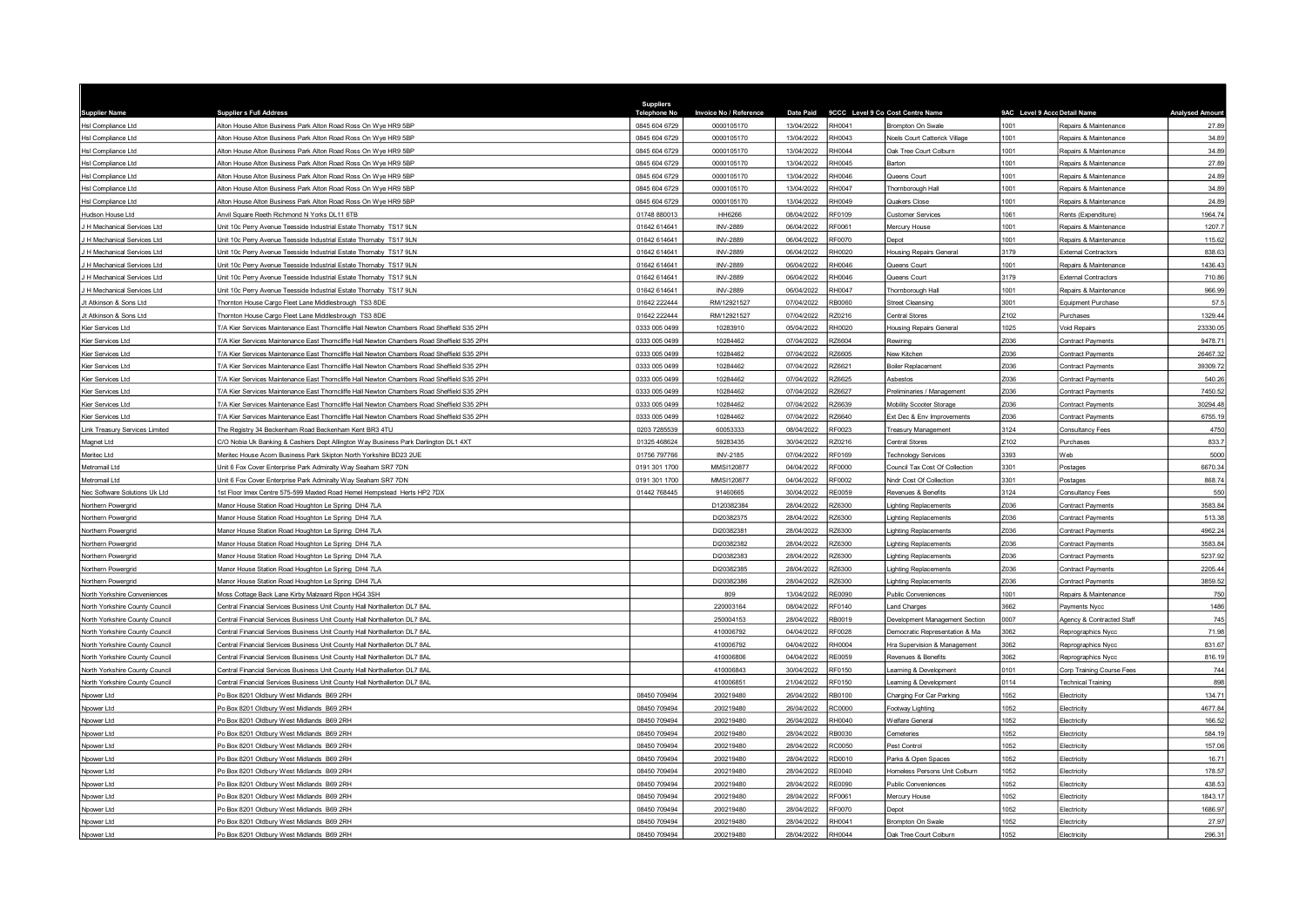| Supplier Name | Supplier s Full Address | Suppliers Telephone No | Invoice No / Reference | Date Paid | 9CCC Level 9 Co | Cost Centre Name | 9AC Level 9 Acco | Detail Name | Analysed Amount |
|---|---|---|---|---|---|---|---|---|---|
| Hsl Compliance Ltd | Alton House Alton Business Park Alton Road Ross On Wye HR9 5BP | 0845 604 6729 | 0000105170 | 13/04/2022 | RH0041 | Brompton On Swale | 1001 | Repairs & Maintenance | 27.89 |
| Hsl Compliance Ltd | Alton House Alton Business Park Alton Road Ross On Wye HR9 5BP | 0845 604 6729 | 0000105170 | 13/04/2022 | RH0043 | Noels Court Catterick Village | 1001 | Repairs & Maintenance | 34.89 |
| Hsl Compliance Ltd | Alton House Alton Business Park Alton Road Ross On Wye HR9 5BP | 0845 604 6729 | 0000105170 | 13/04/2022 | RH0044 | Oak Tree Court Colburn | 1001 | Repairs & Maintenance | 34.89 |
| Hsl Compliance Ltd | Alton House Alton Business Park Alton Road Ross On Wye HR9 5BP | 0845 604 6729 | 0000105170 | 13/04/2022 | RH0045 | Barton | 1001 | Repairs & Maintenance | 27.89 |
| Hsl Compliance Ltd | Alton House Alton Business Park Alton Road Ross On Wye HR9 5BP | 0845 604 6729 | 0000105170 | 13/04/2022 | RH0046 | Queens Court | 1001 | Repairs & Maintenance | 24.89 |
| Hsl Compliance Ltd | Alton House Alton Business Park Alton Road Ross On Wye HR9 5BP | 0845 604 6729 | 0000105170 | 13/04/2022 | RH0047 | Thornborough Hall | 1001 | Repairs & Maintenance | 34.89 |
| Hsl Compliance Ltd | Alton House Alton Business Park Alton Road Ross On Wye HR9 5BP | 0845 604 6729 | 0000105170 | 13/04/2022 | RH0049 | Quakers Close | 1001 | Repairs & Maintenance | 24.89 |
| Hudson House Ltd | Anvil Square Reeth Richmond N Yorks DL11 6TB | 01748 880013 | HH6266 | 08/04/2022 | RF0109 | Customer Services | 1061 | Rents (Expenditure) | 1964.74 |
| J H Mechanical Services Ltd | Unit 10c Perry Avenue Teesside Industrial Estate Thornaby TS17 9LN | 01642 614641 | INV-2889 | 06/04/2022 | RF0061 | Mercury House | 1001 | Repairs & Maintenance | 1207.7 |
| J H Mechanical Services Ltd | Unit 10c Perry Avenue Teesside Industrial Estate Thornaby TS17 9LN | 01642 614641 | INV-2889 | 06/04/2022 | RF0070 | Depot | 1001 | Repairs & Maintenance | 115.62 |
| J H Mechanical Services Ltd | Unit 10c Perry Avenue Teesside Industrial Estate Thornaby TS17 9LN | 01642 614641 | INV-2889 | 06/04/2022 | RH0020 | Housing Repairs General | 3179 | External Contractors | 838.63 |
| J H Mechanical Services Ltd | Unit 10c Perry Avenue Teesside Industrial Estate Thornaby TS17 9LN | 01642 614641 | INV-2889 | 06/04/2022 | RH0046 | Queens Court | 1001 | Repairs & Maintenance | 1436.43 |
| J H Mechanical Services Ltd | Unit 10c Perry Avenue Teesside Industrial Estate Thornaby TS17 9LN | 01642 614641 | INV-2889 | 06/04/2022 | RH0046 | Queens Court | 3179 | External Contractors | 710.86 |
| J H Mechanical Services Ltd | Unit 10c Perry Avenue Teesside Industrial Estate Thornaby TS17 9LN | 01642 614641 | INV-2889 | 06/04/2022 | RH0047 | Thornborough Hall | 1001 | Repairs & Maintenance | 966.99 |
| Jt Atkinson & Sons Ltd | Thornton House Cargo Fleet Lane Middlesbrough TS3 8DE | 01642 222444 | RM/12921527 | 07/04/2022 | RB0060 | Street Cleansing | 3001 | Equipment Purchase | 57.5 |
| Jt Atkinson & Sons Ltd | Thornton House Cargo Fleet Lane Middlesbrough TS3 8DE | 01642 222444 | RM/12921527 | 07/04/2022 | RZ0216 | Central Stores | Z102 | Purchases | 1329.44 |
| Kier Services Ltd | T/A Kier Services Maintenance East Thorncliffe Hall Newton Chambers Road Sheffield S35 2PH | 0333 005 0499 | 10283910 | 05/04/2022 | RH0020 | Housing Repairs General | 1025 | Void Repairs | 23330.05 |
| Kier Services Ltd | T/A Kier Services Maintenance East Thorncliffe Hall Newton Chambers Road Sheffield S35 2PH | 0333 005 0499 | 10284462 | 07/04/2022 | RZ6604 | Rewiring | Z036 | Contract Payments | 9478.71 |
| Kier Services Ltd | T/A Kier Services Maintenance East Thorncliffe Hall Newton Chambers Road Sheffield S35 2PH | 0333 005 0499 | 10284462 | 07/04/2022 | RZ6605 | New Kitchen | Z036 | Contract Payments | 26467.32 |
| Kier Services Ltd | T/A Kier Services Maintenance East Thorncliffe Hall Newton Chambers Road Sheffield S35 2PH | 0333 005 0499 | 10284462 | 07/04/2022 | RZ6621 | Boiler Replacement | Z036 | Contract Payments | 39309.72 |
| Kier Services Ltd | T/A Kier Services Maintenance East Thorncliffe Hall Newton Chambers Road Sheffield S35 2PH | 0333 005 0499 | 10284462 | 07/04/2022 | RZ6625 | Asbestos | Z036 | Contract Payments | 540.26 |
| Kier Services Ltd | T/A Kier Services Maintenance East Thorncliffe Hall Newton Chambers Road Sheffield S35 2PH | 0333 005 0499 | 10284462 | 07/04/2022 | RZ6627 | Preliminaries / Management | Z036 | Contract Payments | 7450.52 |
| Kier Services Ltd | T/A Kier Services Maintenance East Thorncliffe Hall Newton Chambers Road Sheffield S35 2PH | 0333 005 0499 | 10284462 | 07/04/2022 | RZ6639 | Mobility Scooter Storage | Z036 | Contract Payments | 30294.48 |
| Kier Services Ltd | T/A Kier Services Maintenance East Thorncliffe Hall Newton Chambers Road Sheffield S35 2PH | 0333 005 0499 | 10284462 | 07/04/2022 | RZ6640 | Ext Dec & Env Improvements | Z036 | Contract Payments | 6755.19 |
| Link Treasury Services Limited | The Registry 34 Beckenham Road Beckenham Kent BR3 4TU | 0203 7285539 | 60053333 | 08/04/2022 | RF0023 | Treasury Management | 3124 | Consultancy Fees | 4750 |
| Magnet Ltd | C/O Nobia Uk Banking & Cashiers Dept Allington Way Business Park Darlington DL1 4XT | 01325 468624 | 59283435 | 30/04/2022 | RZ0216 | Central Stores | Z102 | Purchases | 833.7 |
| Meritec Ltd | Meritec House Acorn Business Park Skipton North Yorkshire BD23 2UE | 01756 797766 | INV-2185 | 07/04/2022 | RF0169 | Technology Services | 3393 | Web | 5000 |
| Metromail Ltd | Unit 6 Fox Cover Enterprise Park Admiralty Way Seaham SR7 7DN | 0191 301 1700 | MMSI120877 | 04/04/2022 | RF0000 | Council Tax Cost Of Collection | 3301 | Postages | 6670.34 |
| Metromail Ltd | Unit 6 Fox Cover Enterprise Park Admiralty Way Seaham SR7 7DN | 0191 301 1700 | MMSI120877 | 04/04/2022 | RF0002 | Nndr Cost Of Collection | 3301 | Postages | 868.74 |
| Nec Software Solutions Uk Ltd | 1st Floor Imex Centre 575-599 Maxted Road Hemel Hempstead Herts HP2 7DX | 01442 768445 | 91460665 | 30/04/2022 | RE0059 | Revenues & Benefits | 3124 | Consultancy Fees | 550 |
| Northern Powergrid | Manor House Station Road Houghton Le Spring DH4 7LA | | D120382384 | 28/04/2022 | RZ6300 | Lighting Replacements | Z036 | Contract Payments | 3583.84 |
| Northern Powergrid | Manor House Station Road Houghton Le Spring DH4 7LA | | DI20382375 | 28/04/2022 | RZ6300 | Lighting Replacements | Z036 | Contract Payments | 513.38 |
| Northern Powergrid | Manor House Station Road Houghton Le Spring DH4 7LA | | DI20382381 | 28/04/2022 | RZ6300 | Lighting Replacements | Z036 | Contract Payments | 4962.24 |
| Northern Powergrid | Manor House Station Road Houghton Le Spring DH4 7LA | | DI20382382 | 28/04/2022 | RZ6300 | Lighting Replacements | Z036 | Contract Payments | 3583.84 |
| Northern Powergrid | Manor House Station Road Houghton Le Spring DH4 7LA | | DI20382383 | 28/04/2022 | RZ6300 | Lighting Replacements | Z036 | Contract Payments | 5237.92 |
| Northern Powergrid | Manor House Station Road Houghton Le Spring DH4 7LA | | DI20382385 | 28/04/2022 | RZ6300 | Lighting Replacements | Z036 | Contract Payments | 2205.44 |
| Northern Powergrid | Manor House Station Road Houghton Le Spring DH4 7LA | | DI20382386 | 28/04/2022 | RZ6300 | Lighting Replacements | Z036 | Contract Payments | 3859.52 |
| North Yorkshire Conveniences | Moss Cottage Back Lane Kirby Malzeard Ripon HG4 3SH | | 809 | 13/04/2022 | RE0090 | Public Conveniences | 1001 | Repairs & Maintenance | 750 |
| North Yorkshire County Council | Central Financial Services Business Unit County Hall Northallerton DL7 8AL | | 220003164 | 08/04/2022 | RF0140 | Land Charges | 3662 | Payments Nycc | 1486 |
| North Yorkshire County Council | Central Financial Services Business Unit County Hall Northallerton DL7 8AL | | 250004153 | 28/04/2022 | RB0019 | Development Management Section | 0007 | Agency & Contracted Staff | 745 |
| North Yorkshire County Council | Central Financial Services Business Unit County Hall Northallerton DL7 8AL | | 410006792 | 04/04/2022 | RF0028 | Democratic Representation & Ma | 3062 | Reprographics Nycc | 71.98 |
| North Yorkshire County Council | Central Financial Services Business Unit County Hall Northallerton DL7 8AL | | 410006792 | 04/04/2022 | RH0004 | Hra Supervision & Management | 3062 | Reprographics Nycc | 831.67 |
| North Yorkshire County Council | Central Financial Services Business Unit County Hall Northallerton DL7 8AL | | 410006806 | 04/04/2022 | RE0059 | Revenues & Benefits | 3062 | Reprographics Nycc | 816.19 |
| North Yorkshire County Council | Central Financial Services Business Unit County Hall Northallerton DL7 8AL | | 410006843 | 30/04/2022 | RF0150 | Learning & Development | 0101 | Corp Training Course Fees | 744 |
| North Yorkshire County Council | Central Financial Services Business Unit County Hall Northallerton DL7 8AL | | 410006851 | 21/04/2022 | RF0150 | Learning & Development | 0114 | Technical Training | 898 |
| Npower Ltd | Po Box 8201 Oldbury West Midlands B69 2RH | 08450 709494 | 200219480 | 26/04/2022 | RB0100 | Charging For Car Parking | 1052 | Electricity | 134.71 |
| Npower Ltd | Po Box 8201 Oldbury West Midlands B69 2RH | 08450 709494 | 200219480 | 26/04/2022 | RC0000 | Footway Lighting | 1052 | Electricity | 4677.84 |
| Npower Ltd | Po Box 8201 Oldbury West Midlands B69 2RH | 08450 709494 | 200219480 | 26/04/2022 | RH0040 | Welfare General | 1052 | Electricity | 166.52 |
| Npower Ltd | Po Box 8201 Oldbury West Midlands B69 2RH | 08450 709494 | 200219480 | 28/04/2022 | RB0030 | Cemeteries | 1052 | Electricity | 584.19 |
| Npower Ltd | Po Box 8201 Oldbury West Midlands B69 2RH | 08450 709494 | 200219480 | 28/04/2022 | RC0050 | Pest Control | 1052 | Electricity | 157.06 |
| Npower Ltd | Po Box 8201 Oldbury West Midlands B69 2RH | 08450 709494 | 200219480 | 28/04/2022 | RD0010 | Parks & Open Spaces | 1052 | Electricity | 16.71 |
| Npower Ltd | Po Box 8201 Oldbury West Midlands B69 2RH | 08450 709494 | 200219480 | 28/04/2022 | RE0040 | Homeless Persons Unit Colburn | 1052 | Electricity | 178.57 |
| Npower Ltd | Po Box 8201 Oldbury West Midlands B69 2RH | 08450 709494 | 200219480 | 28/04/2022 | RE0090 | Public Conveniences | 1052 | Electricity | 438.53 |
| Npower Ltd | Po Box 8201 Oldbury West Midlands B69 2RH | 08450 709494 | 200219480 | 28/04/2022 | RF0061 | Mercury House | 1052 | Electricity | 1843.17 |
| Npower Ltd | Po Box 8201 Oldbury West Midlands B69 2RH | 08450 709494 | 200219480 | 28/04/2022 | RF0070 | Depot | 1052 | Electricity | 1686.97 |
| Npower Ltd | Po Box 8201 Oldbury West Midlands B69 2RH | 08450 709494 | 200219480 | 28/04/2022 | RH0041 | Brompton On Swale | 1052 | Electricity | 27.97 |
| Npower Ltd | Po Box 8201 Oldbury West Midlands B69 2RH | 08450 709494 | 200219480 | 28/04/2022 | RH0044 | Oak Tree Court Colburn | 1052 | Electricity | 296.31 |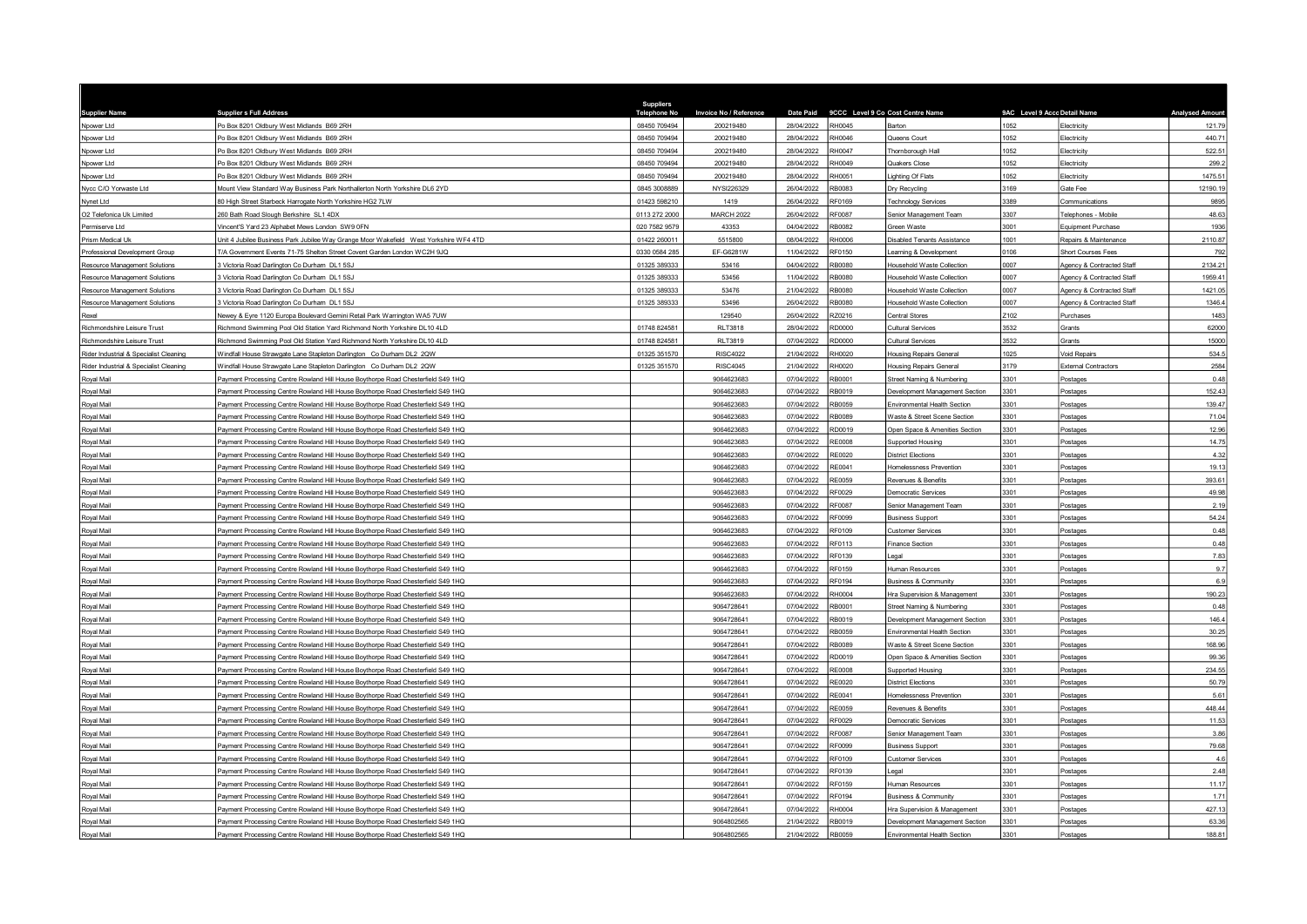| Supplier Name | Supplier s Full Address | Suppliers Telephone No | Invoice No / Reference | Date Paid | 9CCC Level 9 Co | Cost Centre Name | 9AC Level 9 Acco | Detail Name | Analysed Amount |
|---|---|---|---|---|---|---|---|---|---|
| Npower Ltd | Po Box 8201 Oldbury West Midlands B69 2RH | 08450 709494 | 200219480 | 28/04/2022 | RH0045 | Barton | 1052 | Electricity | 121.79 |
| Npower Ltd | Po Box 8201 Oldbury West Midlands B69 2RH | 08450 709494 | 200219480 | 28/04/2022 | RH0046 | Queens Court | 1052 | Electricity | 440.71 |
| Npower Ltd | Po Box 8201 Oldbury West Midlands B69 2RH | 08450 709494 | 200219480 | 28/04/2022 | RH0047 | Thornborough Hall | 1052 | Electricity | 522.51 |
| Npower Ltd | Po Box 8201 Oldbury West Midlands B69 2RH | 08450 709494 | 200219480 | 28/04/2022 | RH0049 | Quakers Close | 1052 | Electricity | 299.2 |
| Npower Ltd | Po Box 8201 Oldbury West Midlands B69 2RH | 08450 709494 | 200219480 | 28/04/2022 | RH0051 | Lighting Of Flats | 1052 | Electricity | 1475.51 |
| Nycc C/O Yorwaste Ltd | Mount View Standard Way Business Park Northallerton North Yorkshire DL6 2YD | 0845 3008889 | NYSI226329 | 26/04/2022 | RB0083 | Dry Recycling | 3169 | Gate Fee | 12190.19 |
| Nynet Ltd | 80 High Street Starbeck Harrogate North Yorkshire HG2 7LW | 01423 598210 | 1419 | 26/04/2022 | RF0169 | Technology Services | 3389 | Communications | 9895 |
| O2 Telefonica Uk Limited | 260 Bath Road Slough Berkshire SL1 4DX | 0113 272 2000 | MARCH 2022 | 26/04/2022 | RF0087 | Senior Management Team | 3307 | Telephones - Mobile | 48.63 |
| Permiserve Ltd | Vincent'S Yard 23 Alphabet Mews London SW9 0FN | 020 7582 9579 | 43353 | 04/04/2022 | RB0082 | Green Waste | 3001 | Equipment Purchase | 1936 |
| Prism Medical Uk | Unit 4 Jubilee Business Park Jubilee Way Grange Moor Wakefield West Yorkshire WF4 4TD | 01422 260011 | 5515800 | 08/04/2022 | RH0006 | Disabled Tenants Assistance | 1001 | Repairs & Maintenance | 2110.87 |
| Professional Development Group | T/A Government Events 71-75 Shelton Street Covent Garden London WC2H 9JQ | 0330 0584 285 | EF-G6281W | 11/04/2022 | RF0150 | Learning & Development | 0106 | Short Courses Fees | 792 |
| Resource Management Solutions | 3 Victoria Road Darlington Co Durham DL1 5SJ | 01325 389333 | 53416 | 04/04/2022 | RB0080 | Household Waste Collection | 0007 | Agency & Contracted Staff | 2134.21 |
| Resource Management Solutions | 3 Victoria Road Darlington Co Durham DL1 5SJ | 01325 389333 | 53456 | 11/04/2022 | RB0080 | Household Waste Collection | 0007 | Agency & Contracted Staff | 1959.41 |
| Resource Management Solutions | 3 Victoria Road Darlington Co Durham DL1 5SJ | 01325 389333 | 53476 | 21/04/2022 | RB0080 | Household Waste Collection | 0007 | Agency & Contracted Staff | 1421.05 |
| Resource Management Solutions | 3 Victoria Road Darlington Co Durham DL1 5SJ | 01325 389333 | 53496 | 26/04/2022 | RB0080 | Household Waste Collection | 0007 | Agency & Contracted Staff | 1346.4 |
| Rexel | Newey & Eyre 1120 Europa Boulevard Gemini Retail Park Warrington WA5 7UW | | 129540 | 26/04/2022 | RZ0216 | Central Stores | Z102 | Purchases | 1483 |
| Richmondshire Leisure Trust | Richmond Swimming Pool Old Station Yard Richmond North Yorkshire DL10 4LD | 01748 824581 | RLT3818 | 28/04/2022 | RD0000 | Cultural Services | 3532 | Grants | 62000 |
| Richmondshire Leisure Trust | Richmond Swimming Pool Old Station Yard Richmond North Yorkshire DL10 4LD | 01748 824581 | RLT3819 | 07/04/2022 | RD0000 | Cultural Services | 3532 | Grants | 15000 |
| Rider Industrial & Specialist Cleaning | Windfall House Strawgate Lane Stapleton Darlington Co Durham DL2 2QW | 01325 351570 | RISC4022 | 21/04/2022 | RH0020 | Housing Repairs General | 1025 | Void Repairs | 534.5 |
| Rider Industrial & Specialist Cleaning | Windfall House Strawgate Lane Stapleton Darlington Co Durham DL2 2QW | 01325 351570 | RISC4045 | 21/04/2022 | RH0020 | Housing Repairs General | 3179 | External Contractors | 2584 |
| Royal Mail | Payment Processing Centre Rowland Hill House Boythorpe Road Chesterfield S49 1HQ | | 9064623683 | 07/04/2022 | RB0001 | Street Naming & Numbering | 3301 | Postages | 0.48 |
| Royal Mail | Payment Processing Centre Rowland Hill House Boythorpe Road Chesterfield S49 1HQ | | 9064623683 | 07/04/2022 | RB0019 | Development Management Section | 3301 | Postages | 152.43 |
| Royal Mail | Payment Processing Centre Rowland Hill House Boythorpe Road Chesterfield S49 1HQ | | 9064623683 | 07/04/2022 | RB0059 | Environmental Health Section | 3301 | Postages | 139.47 |
| Royal Mail | Payment Processing Centre Rowland Hill House Boythorpe Road Chesterfield S49 1HQ | | 9064623683 | 07/04/2022 | RB0089 | Waste & Street Scene Section | 3301 | Postages | 71.04 |
| Royal Mail | Payment Processing Centre Rowland Hill House Boythorpe Road Chesterfield S49 1HQ | | 9064623683 | 07/04/2022 | RD0019 | Open Space & Amenities Section | 3301 | Postages | 12.96 |
| Royal Mail | Payment Processing Centre Rowland Hill House Boythorpe Road Chesterfield S49 1HQ | | 9064623683 | 07/04/2022 | RE0008 | Supported Housing | 3301 | Postages | 14.75 |
| Royal Mail | Payment Processing Centre Rowland Hill House Boythorpe Road Chesterfield S49 1HQ | | 9064623683 | 07/04/2022 | RE0020 | District Elections | 3301 | Postages | 4.32 |
| Royal Mail | Payment Processing Centre Rowland Hill House Boythorpe Road Chesterfield S49 1HQ | | 9064623683 | 07/04/2022 | RE0041 | Homelessness Prevention | 3301 | Postages | 19.13 |
| Royal Mail | Payment Processing Centre Rowland Hill House Boythorpe Road Chesterfield S49 1HQ | | 9064623683 | 07/04/2022 | RE0059 | Revenues & Benefits | 3301 | Postages | 393.61 |
| Royal Mail | Payment Processing Centre Rowland Hill House Boythorpe Road Chesterfield S49 1HQ | | 9064623683 | 07/04/2022 | RF0029 | Democratic Services | 3301 | Postages | 49.98 |
| Royal Mail | Payment Processing Centre Rowland Hill House Boythorpe Road Chesterfield S49 1HQ | | 9064623683 | 07/04/2022 | RF0087 | Senior Management Team | 3301 | Postages | 2.19 |
| Royal Mail | Payment Processing Centre Rowland Hill House Boythorpe Road Chesterfield S49 1HQ | | 9064623683 | 07/04/2022 | RF0099 | Business Support | 3301 | Postages | 54.24 |
| Royal Mail | Payment Processing Centre Rowland Hill House Boythorpe Road Chesterfield S49 1HQ | | 9064623683 | 07/04/2022 | RF0109 | Customer Services | 3301 | Postages | 0.48 |
| Royal Mail | Payment Processing Centre Rowland Hill House Boythorpe Road Chesterfield S49 1HQ | | 9064623683 | 07/04/2022 | RF0113 | Finance Section | 3301 | Postages | 0.48 |
| Royal Mail | Payment Processing Centre Rowland Hill House Boythorpe Road Chesterfield S49 1HQ | | 9064623683 | 07/04/2022 | RF0139 | Legal | 3301 | Postages | 7.83 |
| Royal Mail | Payment Processing Centre Rowland Hill House Boythorpe Road Chesterfield S49 1HQ | | 9064623683 | 07/04/2022 | RF0159 | Human Resources | 3301 | Postages | 9.7 |
| Royal Mail | Payment Processing Centre Rowland Hill House Boythorpe Road Chesterfield S49 1HQ | | 9064623683 | 07/04/2022 | RF0194 | Business & Community | 3301 | Postages | 6.9 |
| Royal Mail | Payment Processing Centre Rowland Hill House Boythorpe Road Chesterfield S49 1HQ | | 9064623683 | 07/04/2022 | RH0004 | Hra Supervision & Management | 3301 | Postages | 190.23 |
| Royal Mail | Payment Processing Centre Rowland Hill House Boythorpe Road Chesterfield S49 1HQ | | 9064728641 | 07/04/2022 | RB0001 | Street Naming & Numbering | 3301 | Postages | 0.48 |
| Royal Mail | Payment Processing Centre Rowland Hill House Boythorpe Road Chesterfield S49 1HQ | | 9064728641 | 07/04/2022 | RB0019 | Development Management Section | 3301 | Postages | 146.4 |
| Royal Mail | Payment Processing Centre Rowland Hill House Boythorpe Road Chesterfield S49 1HQ | | 9064728641 | 07/04/2022 | RB0059 | Environmental Health Section | 3301 | Postages | 30.25 |
| Royal Mail | Payment Processing Centre Rowland Hill House Boythorpe Road Chesterfield S49 1HQ | | 9064728641 | 07/04/2022 | RB0089 | Waste & Street Scene Section | 3301 | Postages | 168.96 |
| Royal Mail | Payment Processing Centre Rowland Hill House Boythorpe Road Chesterfield S49 1HQ | | 9064728641 | 07/04/2022 | RD0019 | Open Space & Amenities Section | 3301 | Postages | 99.36 |
| Royal Mail | Payment Processing Centre Rowland Hill House Boythorpe Road Chesterfield S49 1HQ | | 9064728641 | 07/04/2022 | RE0008 | Supported Housing | 3301 | Postages | 234.55 |
| Royal Mail | Payment Processing Centre Rowland Hill House Boythorpe Road Chesterfield S49 1HQ | | 9064728641 | 07/04/2022 | RE0020 | District Elections | 3301 | Postages | 50.79 |
| Royal Mail | Payment Processing Centre Rowland Hill House Boythorpe Road Chesterfield S49 1HQ | | 9064728641 | 07/04/2022 | RE0041 | Homelessness Prevention | 3301 | Postages | 5.61 |
| Royal Mail | Payment Processing Centre Rowland Hill House Boythorpe Road Chesterfield S49 1HQ | | 9064728641 | 07/04/2022 | RE0059 | Revenues & Benefits | 3301 | Postages | 448.44 |
| Royal Mail | Payment Processing Centre Rowland Hill House Boythorpe Road Chesterfield S49 1HQ | | 9064728641 | 07/04/2022 | RF0029 | Democratic Services | 3301 | Postages | 11.53 |
| Royal Mail | Payment Processing Centre Rowland Hill House Boythorpe Road Chesterfield S49 1HQ | | 9064728641 | 07/04/2022 | RF0087 | Senior Management Team | 3301 | Postages | 3.86 |
| Royal Mail | Payment Processing Centre Rowland Hill House Boythorpe Road Chesterfield S49 1HQ | | 9064728641 | 07/04/2022 | RF0099 | Business Support | 3301 | Postages | 79.68 |
| Royal Mail | Payment Processing Centre Rowland Hill House Boythorpe Road Chesterfield S49 1HQ | | 9064728641 | 07/04/2022 | RF0109 | Customer Services | 3301 | Postages | 4.6 |
| Royal Mail | Payment Processing Centre Rowland Hill House Boythorpe Road Chesterfield S49 1HQ | | 9064728641 | 07/04/2022 | RF0139 | Legal | 3301 | Postages | 2.48 |
| Royal Mail | Payment Processing Centre Rowland Hill House Boythorpe Road Chesterfield S49 1HQ | | 9064728641 | 07/04/2022 | RF0159 | Human Resources | 3301 | Postages | 11.17 |
| Royal Mail | Payment Processing Centre Rowland Hill House Boythorpe Road Chesterfield S49 1HQ | | 9064728641 | 07/04/2022 | RF0194 | Business & Community | 3301 | Postages | 1.71 |
| Royal Mail | Payment Processing Centre Rowland Hill House Boythorpe Road Chesterfield S49 1HQ | | 9064728641 | 07/04/2022 | RH0004 | Hra Supervision & Management | 3301 | Postages | 427.13 |
| Royal Mail | Payment Processing Centre Rowland Hill House Boythorpe Road Chesterfield S49 1HQ | | 9064802565 | 21/04/2022 | RB0019 | Development Management Section | 3301 | Postages | 63.36 |
| Royal Mail | Payment Processing Centre Rowland Hill House Boythorpe Road Chesterfield S49 1HQ | | 9064802565 | 21/04/2022 | RB0059 | Environmental Health Section | 3301 | Postages | 188.81 |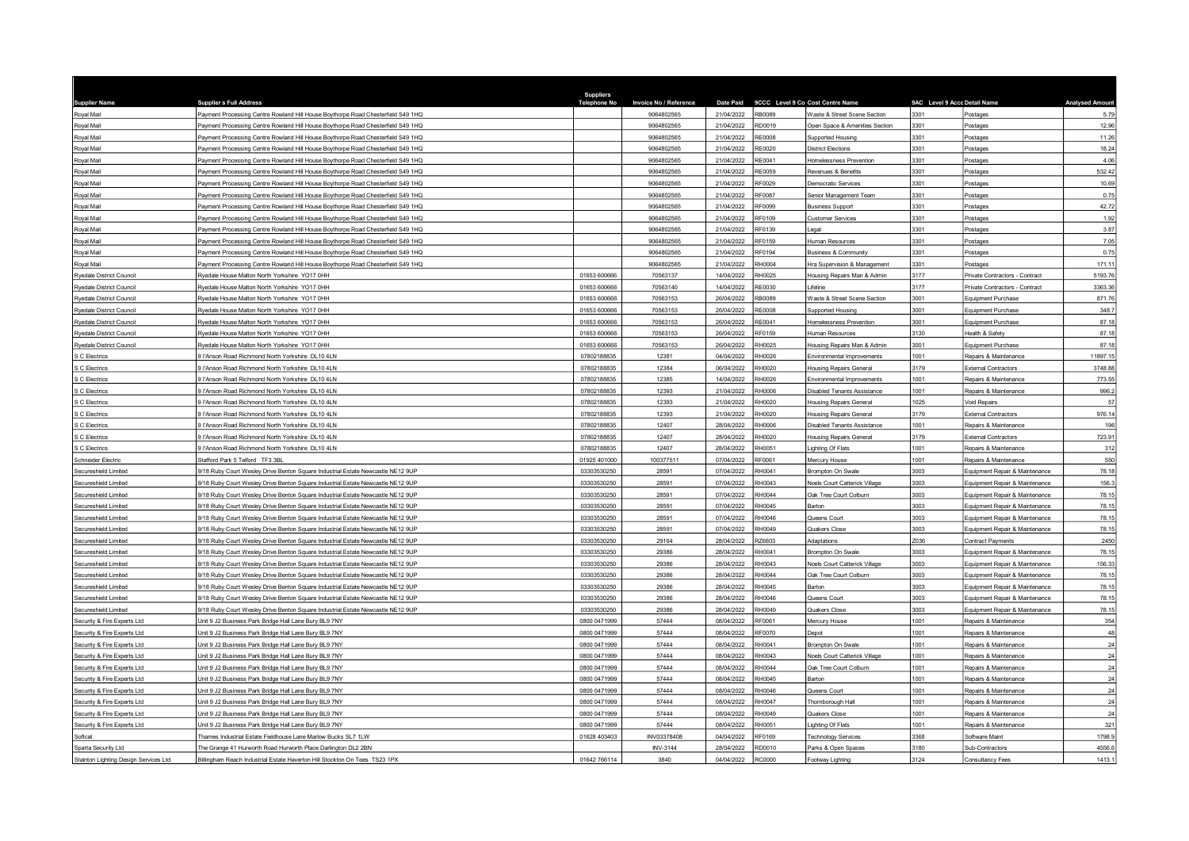| Supplier Name | Supplier s Full Address | Suppliers Telephone No | Invoice No / Reference | Date Paid | 9CCC Level 9 Co | Cost Centre Name | 9AC Level 9 Acco | Detail Name | Analysed Amount |
|---|---|---|---|---|---|---|---|---|---|
| Royal Mail | Payment Processing Centre Rowland Hill House Boythorpe Road Chesterfield S49 1HQ | | 9064802565 | 21/04/2022 | RB0089 | Waste & Street Scene Section | 3301 | Postages | 5.79 |
| Royal Mail | Payment Processing Centre Rowland Hill House Boythorpe Road Chesterfield S49 1HQ | | 9064802565 | 21/04/2022 | RD0019 | Open Space & Amenities Section | 3301 | Postages | 12.96 |
| Royal Mail | Payment Processing Centre Rowland Hill House Boythorpe Road Chesterfield S49 1HQ | | 9064802565 | 21/04/2022 | RE0008 | Supported Housing | 3301 | Postages | 11.26 |
| Royal Mail | Payment Processing Centre Rowland Hill House Boythorpe Road Chesterfield S49 1HQ | | 9064802565 | 21/04/2022 | RE0020 | District Elections | 3301 | Postages | 18.24 |
| Royal Mail | Payment Processing Centre Rowland Hill House Boythorpe Road Chesterfield S49 1HQ | | 9064802565 | 21/04/2022 | RE0041 | Homelessness Prevention | 3301 | Postages | 4.06 |
| Royal Mail | Payment Processing Centre Rowland Hill House Boythorpe Road Chesterfield S49 1HQ | | 9064802565 | 21/04/2022 | RE0059 | Revenues & Benefits | 3301 | Postages | 532.42 |
| Royal Mail | Payment Processing Centre Rowland Hill House Boythorpe Road Chesterfield S49 1HQ | | 9064802565 | 21/04/2022 | RF0029 | Democratic Services | 3301 | Postages | 10.69 |
| Royal Mail | Payment Processing Centre Rowland Hill House Boythorpe Road Chesterfield S49 1HQ | | 9064802565 | 21/04/2022 | RF0087 | Senior Management Team | 3301 | Postages | 0.75 |
| Royal Mail | Payment Processing Centre Rowland Hill House Boythorpe Road Chesterfield S49 1HQ | | 9064802565 | 21/04/2022 | RF0099 | Business Support | 3301 | Postages | 42.72 |
| Royal Mail | Payment Processing Centre Rowland Hill House Boythorpe Road Chesterfield S49 1HQ | | 9064802565 | 21/04/2022 | RF0109 | Customer Services | 3301 | Postages | 1.92 |
| Royal Mail | Payment Processing Centre Rowland Hill House Boythorpe Road Chesterfield S49 1HQ | | 9064802565 | 21/04/2022 | RF0139 | Legal | 3301 | Postages | 3.87 |
| Royal Mail | Payment Processing Centre Rowland Hill House Boythorpe Road Chesterfield S49 1HQ | | 9064802565 | 21/04/2022 | RF0159 | Human Resources | 3301 | Postages | 7.05 |
| Royal Mail | Payment Processing Centre Rowland Hill House Boythorpe Road Chesterfield S49 1HQ | | 9064802565 | 21/04/2022 | RF0194 | Business & Community | 3301 | Postages | 0.75 |
| Royal Mail | Payment Processing Centre Rowland Hill House Boythorpe Road Chesterfield S49 1HQ | | 9064802565 | 21/04/2022 | RH0004 | Hra Supervision & Management | 3301 | Postages | 171.11 |
| Ryedale District Council | Ryedale House Malton North Yorkshire YO17 0HH | 01653 600666 | 70563137 | 14/04/2022 | RH0025 | Housing Repairs Man & Admin | 3177 | Private Contractors - Contract | 5193.76 |
| Ryedale District Council | Ryedale House Malton North Yorkshire YO17 0HH | 01653 600666 | 70563140 | 14/04/2022 | RE0030 | Lifeline | 3177 | Private Contractors - Contract | 3363.36 |
| Ryedale District Council | Ryedale House Malton North Yorkshire YO17 0HH | 01653 600666 | 70563153 | 26/04/2022 | RB0089 | Waste & Street Scene Section | 3001 | Equipment Purchase | 871.76 |
| Ryedale District Council | Ryedale House Malton North Yorkshire YO17 0HH | 01653 600666 | 70563153 | 26/04/2022 | RE0008 | Supported Housing | 3001 | Equipment Purchase | 348.7 |
| Ryedale District Council | Ryedale House Malton North Yorkshire YO17 0HH | 01653 600666 | 70563153 | 26/04/2022 | RE0041 | Homelessness Prevention | 3001 | Equipment Purchase | 87.18 |
| Ryedale District Council | Ryedale House Malton North Yorkshire YO17 0HH | 01653 600666 | 70563153 | 26/04/2022 | RF0159 | Human Resources | 3130 | Health & Safety | 87.18 |
| Ryedale District Council | Ryedale House Malton North Yorkshire YO17 0HH | 01653 600666 | 70563153 | 26/04/2022 | RH0025 | Housing Repairs Man & Admin | 3001 | Equipment Purchase | 87.18 |
| S C Electrics | 9 I'Anson Road Richmond North Yorkshire DL10 4LN | 07802188835 | 12381 | 04/04/2022 | RH0026 | Environmental Improvements | 1001 | Repairs & Maintenance | 11897.15 |
| S C Electrics | 9 I'Anson Road Richmond North Yorkshire DL10 4LN | 07802188835 | 12384 | 06/04/2022 | RH0020 | Housing Repairs General | 3179 | External Contractors | 3748.88 |
| S C Electrics | 9 I'Anson Road Richmond North Yorkshire DL10 4LN | 07802188835 | 12385 | 14/04/2022 | RH0026 | Environmental Improvements | 1001 | Repairs & Maintenance | 773.55 |
| S C Electrics | 9 I'Anson Road Richmond North Yorkshire DL10 4LN | 07802188835 | 12393 | 21/04/2022 | RH0006 | Disabled Tenants Assistance | 1001 | Repairs & Maintenance | 996.2 |
| S C Electrics | 9 I'Anson Road Richmond North Yorkshire DL10 4LN | 07802188835 | 12393 | 21/04/2022 | RH0020 | Housing Repairs General | 1025 | Void Repairs | 57 |
| S C Electrics | 9 I'Anson Road Richmond North Yorkshire DL10 4LN | 07802188835 | 12393 | 21/04/2022 | RH0020 | Housing Repairs General | 3179 | External Contractors | 976.14 |
| S C Electrics | 9 I'Anson Road Richmond North Yorkshire DL10 4LN | 07802188835 | 12407 | 28/04/2022 | RH0006 | Disabled Tenants Assistance | 1001 | Repairs & Maintenance | 196 |
| S C Electrics | 9 I'Anson Road Richmond North Yorkshire DL10 4LN | 07802188835 | 12407 | 28/04/2022 | RH0020 | Housing Repairs General | 3179 | External Contractors | 723.91 |
| S C Electrics | 9 I'Anson Road Richmond North Yorkshire DL10 4LN | 07802188835 | 12407 | 28/04/2022 | RH0051 | Lighting Of Flats | 1001 | Repairs & Maintenance | 312 |
| Schneider Electric | Stafford Park 5 Telford TF3 3BL | 01925 401000 | 100377511 | 07/04/2022 | RF0061 | Mercury House | 1001 | Repairs & Maintenance | 550 |
| Secureshield Limited | 9/18 Ruby Court Wesley Drive Benton Square Industrial Estate Newcastle NE12 9UP | 03303530250 | 28591 | 07/04/2022 | RH0041 | Brompton On Swale | 3003 | Equipment Repair & Maintenance | 78.18 |
| Secureshield Limited | 9/18 Ruby Court Wesley Drive Benton Square Industrial Estate Newcastle NE12 9UP | 03303530250 | 28591 | 07/04/2022 | RH0043 | Noels Court Catterick Village | 3003 | Equipment Repair & Maintenance | 156.3 |
| Secureshield Limited | 9/18 Ruby Court Wesley Drive Benton Square Industrial Estate Newcastle NE12 9UP | 03303530250 | 28591 | 07/04/2022 | RH0044 | Oak Tree Court Colburn | 3003 | Equipment Repair & Maintenance | 78.15 |
| Secureshield Limited | 9/18 Ruby Court Wesley Drive Benton Square Industrial Estate Newcastle NE12 9UP | 03303530250 | 28591 | 07/04/2022 | RH0045 | Barton | 3003 | Equipment Repair & Maintenance | 78.15 |
| Secureshield Limited | 9/18 Ruby Court Wesley Drive Benton Square Industrial Estate Newcastle NE12 9UP | 03303530250 | 28591 | 07/04/2022 | RH0046 | Queens Court | 3003 | Equipment Repair & Maintenance | 78.15 |
| Secureshield Limited | 9/18 Ruby Court Wesley Drive Benton Square Industrial Estate Newcastle NE12 9UP | 03303530250 | 28591 | 07/04/2022 | RH0049 | Quakers Close | 3003 | Equipment Repair & Maintenance | 78.15 |
| Secureshield Limited | 9/18 Ruby Court Wesley Drive Benton Square Industrial Estate Newcastle NE12 9UP | 03303530250 | 29164 | 28/04/2022 | RZ6603 | Adaptations | Z036 | Contract Payments | 2450 |
| Secureshield Limited | 9/18 Ruby Court Wesley Drive Benton Square Industrial Estate Newcastle NE12 9UP | 03303530250 | 29386 | 28/04/2022 | RH0041 | Brompton On Swale | 3003 | Equipment Repair & Maintenance | 78.15 |
| Secureshield Limited | 9/18 Ruby Court Wesley Drive Benton Square Industrial Estate Newcastle NE12 9UP | 03303530250 | 29386 | 28/04/2022 | RH0043 | Noels Court Catterick Village | 3003 | Equipment Repair & Maintenance | 156.33 |
| Secureshield Limited | 9/18 Ruby Court Wesley Drive Benton Square Industrial Estate Newcastle NE12 9UP | 03303530250 | 29386 | 28/04/2022 | RH0044 | Oak Tree Court Colburn | 3003 | Equipment Repair & Maintenance | 78.15 |
| Secureshield Limited | 9/18 Ruby Court Wesley Drive Benton Square Industrial Estate Newcastle NE12 9UP | 03303530250 | 29386 | 28/04/2022 | RH0045 | Barton | 3003 | Equipment Repair & Maintenance | 78.15 |
| Secureshield Limited | 9/18 Ruby Court Wesley Drive Benton Square Industrial Estate Newcastle NE12 9UP | 03303530250 | 29386 | 28/04/2022 | RH0046 | Queens Court | 3003 | Equipment Repair & Maintenance | 78.15 |
| Secureshield Limited | 9/18 Ruby Court Wesley Drive Benton Square Industrial Estate Newcastle NE12 9UP | 03303530250 | 29386 | 28/04/2022 | RH0049 | Quakers Close | 3003 | Equipment Repair & Maintenance | 78.15 |
| Security & Fire Experts Ltd | Unit 9 J2 Business Park Bridge Hall Lane Bury BL9 7NY | 0800 0471999 | 57444 | 08/04/2022 | RF0061 | Mercury House | 1001 | Repairs & Maintenance | 354 |
| Security & Fire Experts Ltd | Unit 9 J2 Business Park Bridge Hall Lane Bury BL9 7NY | 0800 0471999 | 57444 | 08/04/2022 | RF0070 | Depot | 1001 | Repairs & Maintenance | 48 |
| Security & Fire Experts Ltd | Unit 9 J2 Business Park Bridge Hall Lane Bury BL9 7NY | 0800 0471999 | 57444 | 08/04/2022 | RH0041 | Brompton On Swale | 1001 | Repairs & Maintenance | 24 |
| Security & Fire Experts Ltd | Unit 9 J2 Business Park Bridge Hall Lane Bury BL9 7NY | 0800 0471999 | 57444 | 08/04/2022 | RH0043 | Noels Court Catterick Village | 1001 | Repairs & Maintenance | 24 |
| Security & Fire Experts Ltd | Unit 9 J2 Business Park Bridge Hall Lane Bury BL9 7NY | 0800 0471999 | 57444 | 08/04/2022 | RH0044 | Oak Tree Court Colburn | 1001 | Repairs & Maintenance | 24 |
| Security & Fire Experts Ltd | Unit 9 J2 Business Park Bridge Hall Lane Bury BL9 7NY | 0800 0471999 | 57444 | 08/04/2022 | RH0045 | Barton | 1001 | Repairs & Maintenance | 24 |
| Security & Fire Experts Ltd | Unit 9 J2 Business Park Bridge Hall Lane Bury BL9 7NY | 0800 0471999 | 57444 | 08/04/2022 | RH0046 | Queens Court | 1001 | Repairs & Maintenance | 24 |
| Security & Fire Experts Ltd | Unit 9 J2 Business Park Bridge Hall Lane Bury BL9 7NY | 0800 0471999 | 57444 | 08/04/2022 | RH0047 | Thornborough Hall | 1001 | Repairs & Maintenance | 24 |
| Security & Fire Experts Ltd | Unit 9 J2 Business Park Bridge Hall Lane Bury BL9 7NY | 0800 0471999 | 57444 | 08/04/2022 | RH0049 | Quakers Close | 1001 | Repairs & Maintenance | 24 |
| Security & Fire Experts Ltd | Unit 9 J2 Business Park Bridge Hall Lane Bury BL9 7NY | 0800 0471999 | 57444 | 08/04/2022 | RH0051 | Lighting Of Flats | 1001 | Repairs & Maintenance | 321 |
| Softcat | Thames Industrial Estate Fieldhouse Lane Marlow Bucks SL7 1LW | 01628 403403 | INV03378408 | 04/04/2022 | RF0169 | Technology Services | 3368 | Software Maint | 1798.9 |
| Sparta Security Ltd | The Grange 41 Hurworth Road Hurworth Place Darlington DL2 2BN | | INV-3144 | 28/04/2022 | RD0010 | Parks & Open Spaces | 3180 | Sub-Contractors | 4556.6 |
| Stainton Lighting Design Services Ltd | Billingham Reach Industrial Estate Haverton Hill Stockton On Tees TS23 1PX | 01642 766114 | 3840 | 04/04/2022 | RC0000 | Footway Lighting | 3124 | Consultancy Fees | 1413.1 |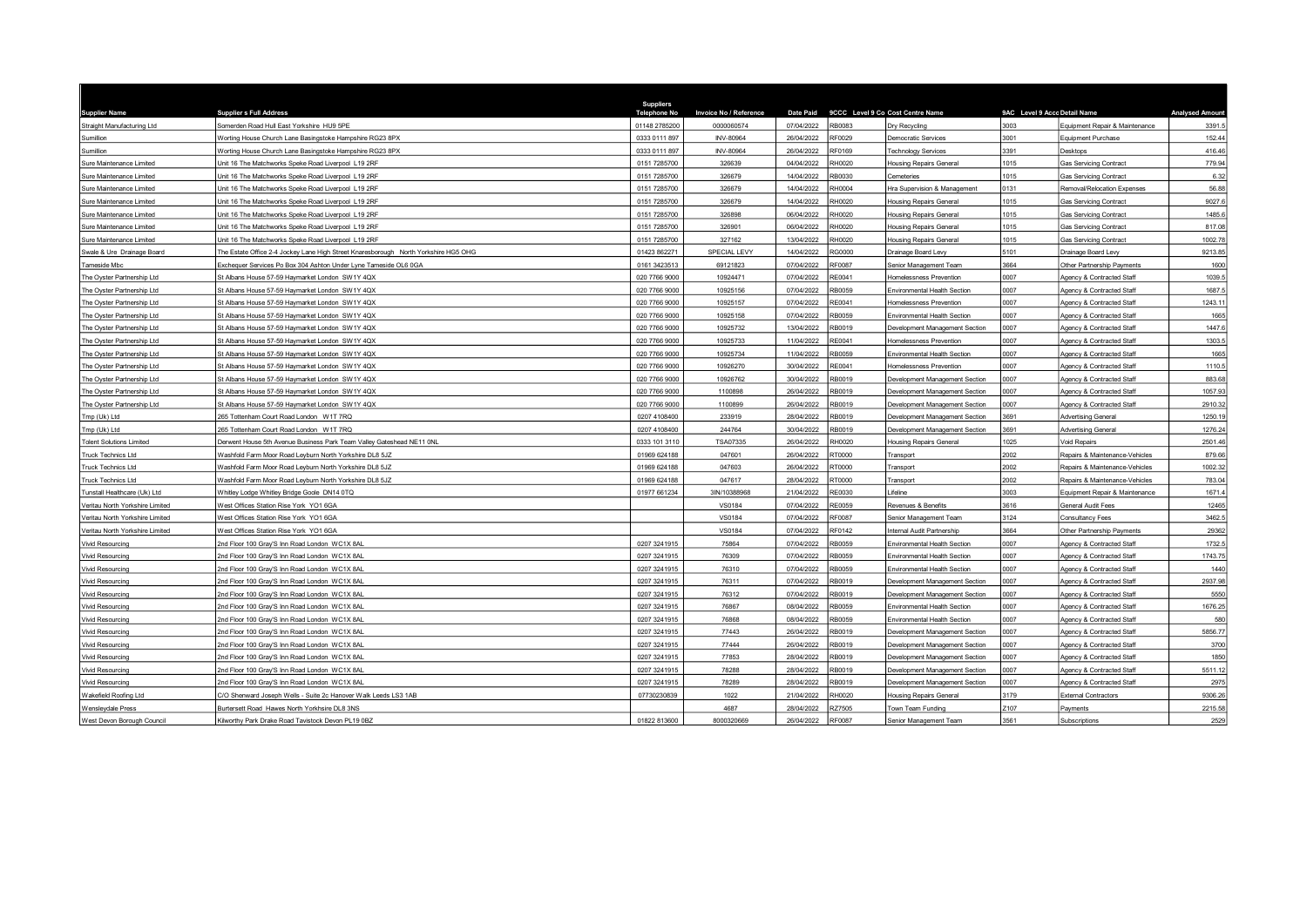| Supplier Name | Supplier s Full Address | Suppliers Telephone No | Invoice No / Reference | Date Paid | 9CCC Level 9 Co | Cost Centre Name | 9AC Level 9 Acco | Detail Name | Analysed Amount |
|---|---|---|---|---|---|---|---|---|---|
| Straight Manufacturing Ltd | Somerden Road Hull East Yorkshire HU9 5PE | 01148 2785200 | 0000060574 | 07/04/2022 | RB0083 | Dry Recycling | 3003 | Equipment Repair & Maintenance | 3391.5 |
| Sumillion | Worting House Church Lane Basingstoke Hampshire RG23 8PX | 0333 0111 897 | INV-80964 | 26/04/2022 | RF0029 | Democratic Services | 3001 | Equipment Purchase | 152.44 |
| Sumillion | Worting House Church Lane Basingstoke Hampshire RG23 8PX | 0333 0111 897 | INV-80964 | 26/04/2022 | RF0169 | Technology Services | 3391 | Desktops | 416.46 |
| Sure Maintenance Limited | Unit 16 The Matchworks Speke Road Liverpool L19 2RF | 0151 7285700 | 326639 | 04/04/2022 | RH0020 | Housing Repairs General | 1015 | Gas Servicing Contract | 779.94 |
| Sure Maintenance Limited | Unit 16 The Matchworks Speke Road Liverpool L19 2RF | 0151 7285700 | 326679 | 14/04/2022 | RB0030 | Cemeteries | 1015 | Gas Servicing Contract | 6.32 |
| Sure Maintenance Limited | Unit 16 The Matchworks Speke Road Liverpool L19 2RF | 0151 7285700 | 326679 | 14/04/2022 | RH0004 | Hra Supervision & Management | 0131 | Removal/Relocation Expenses | 56.88 |
| Sure Maintenance Limited | Unit 16 The Matchworks Speke Road Liverpool L19 2RF | 0151 7285700 | 326679 | 14/04/2022 | RH0020 | Housing Repairs General | 1015 | Gas Servicing Contract | 9027.6 |
| Sure Maintenance Limited | Unit 16 The Matchworks Speke Road Liverpool L19 2RF | 0151 7285700 | 326898 | 06/04/2022 | RH0020 | Housing Repairs General | 1015 | Gas Servicing Contract | 1485.6 |
| Sure Maintenance Limited | Unit 16 The Matchworks Speke Road Liverpool L19 2RF | 0151 7285700 | 326901 | 06/04/2022 | RH0020 | Housing Repairs General | 1015 | Gas Servicing Contract | 817.08 |
| Sure Maintenance Limited | Unit 16 The Matchworks Speke Road Liverpool L19 2RF | 0151 7285700 | 327162 | 13/04/2022 | RH0020 | Housing Repairs General | 1015 | Gas Servicing Contract | 1002.78 |
| Swale & Ure Drainage Board | The Estate Office 2-4 Jockey Lane High Street Knaresborough North Yorkshire HG5 OHG | 01423 862271 | SPECIAL LEVY | 14/04/2022 | RG0000 | Drainage Board Levy | 5101 | Drainage Board Levy | 9213.85 |
| Tameside Mbc | Exchequer Services Po Box 304 Ashton Under Lyne Tameside OL6 0GA | 0161 3423513 | 69121823 | 07/04/2022 | RF0087 | Senior Management Team | 3664 | Other Partnership Payments | 1600 |
| The Oyster Partnership Ltd | St Albans House 57-59 Haymarket London SW1Y 4QX | 020 7766 9000 | 10924471 | 07/04/2022 | RE0041 | Homelessness Prevention | 0007 | Agency & Contracted Staff | 1039.5 |
| The Oyster Partnership Ltd | St Albans House 57-59 Haymarket London SW1Y 4QX | 020 7766 9000 | 10925156 | 07/04/2022 | RB0059 | Environmental Health Section | 0007 | Agency & Contracted Staff | 1687.5 |
| The Oyster Partnership Ltd | St Albans House 57-59 Haymarket London SW1Y 4QX | 020 7766 9000 | 10925157 | 07/04/2022 | RE0041 | Homelessness Prevention | 0007 | Agency & Contracted Staff | 1243.11 |
| The Oyster Partnership Ltd | St Albans House 57-59 Haymarket London SW1Y 4QX | 020 7766 9000 | 10925158 | 07/04/2022 | RB0059 | Environmental Health Section | 0007 | Agency & Contracted Staff | 1665 |
| The Oyster Partnership Ltd | St Albans House 57-59 Haymarket London SW1Y 4QX | 020 7766 9000 | 10925732 | 13/04/2022 | RB0019 | Development Management Section | 0007 | Agency & Contracted Staff | 1447.6 |
| The Oyster Partnership Ltd | St Albans House 57-59 Haymarket London SW1Y 4QX | 020 7766 9000 | 10925733 | 11/04/2022 | RE0041 | Homelessness Prevention | 0007 | Agency & Contracted Staff | 1303.5 |
| The Oyster Partnership Ltd | St Albans House 57-59 Haymarket London SW1Y 4QX | 020 7766 9000 | 10925734 | 11/04/2022 | RB0059 | Environmental Health Section | 0007 | Agency & Contracted Staff | 1665 |
| The Oyster Partnership Ltd | St Albans House 57-59 Haymarket London SW1Y 4QX | 020 7766 9000 | 10926270 | 30/04/2022 | RE0041 | Homelessness Prevention | 0007 | Agency & Contracted Staff | 1110.5 |
| The Oyster Partnership Ltd | St Albans House 57-59 Haymarket London SW1Y 4QX | 020 7766 9000 | 10926762 | 30/04/2022 | RB0019 | Development Management Section | 0007 | Agency & Contracted Staff | 883.68 |
| The Oyster Partnership Ltd | St Albans House 57-59 Haymarket London SW1Y 4QX | 020 7766 9000 | 1100898 | 26/04/2022 | RB0019 | Development Management Section | 0007 | Agency & Contracted Staff | 1057.93 |
| The Oyster Partnership Ltd | St Albans House 57-59 Haymarket London SW1Y 4QX | 020 7766 9000 | 1100899 | 26/04/2022 | RB0019 | Development Management Section | 0007 | Agency & Contracted Staff | 2910.32 |
| Tmp (Uk) Ltd | 265 Tottenham Court Road London W1T 7RQ | 0207 4108400 | 233919 | 28/04/2022 | RB0019 | Development Management Section | 3691 | Advertising General | 1250.19 |
| Tmp (Uk) Ltd | 265 Tottenham Court Road London W1T 7RQ | 0207 4108400 | 244764 | 30/04/2022 | RB0019 | Development Management Section | 3691 | Advertising General | 1276.24 |
| Tolent Solutions Limited | Derwent House 5th Avenue Business Park Team Valley Gateshead NE11 0NL | 0333 101 3110 | TSA07335 | 26/04/2022 | RH0020 | Housing Repairs General | 1025 | Void Repairs | 2501.46 |
| Truck Technics Ltd | Washfold Farm Moor Road Leyburn North Yorkshire DL8 5JZ | 01969 624188 | 047601 | 26/04/2022 | RT0000 | Transport | 2002 | Repairs & Maintenance-Vehicles | 879.66 |
| Truck Technics Ltd | Washfold Farm Moor Road Leyburn North Yorkshire DL8 5JZ | 01969 624188 | 047603 | 26/04/2022 | RT0000 | Transport | 2002 | Repairs & Maintenance-Vehicles | 1002.32 |
| Truck Technics Ltd | Washfold Farm Moor Road Leyburn North Yorkshire DL8 5JZ | 01969 624188 | 047617 | 28/04/2022 | RT0000 | Transport | 2002 | Repairs & Maintenance-Vehicles | 783.04 |
| Tunstall Healthcare (Uk) Ltd | Whitley Lodge Whitley Bridge Goole DN14 0TQ | 01977 661234 | 3IN/10388968 | 21/04/2022 | RE0030 | Lifeline | 3003 | Equipment Repair & Maintenance | 1671.4 |
| Veritau North Yorkshire Limited | West Offices Station Rise York YO1 6GA | | VS0184 | 07/04/2022 | RE0059 | Revenues & Benefits | 3616 | General Audit Fees | 12465 |
| Veritau North Yorkshire Limited | West Offices Station Rise York YO1 6GA | | VS0184 | 07/04/2022 | RF0087 | Senior Management Team | 3124 | Consultancy Fees | 3462.5 |
| Veritau North Yorkshire Limited | West Offices Station Rise York YO1 6GA | | VS0184 | 07/04/2022 | RF0142 | Internal Audit Partnership | 3664 | Other Partnership Payments | 29362 |
| Vivid Resourcing | 2nd Floor 100 Gray'S Inn Road London WC1X 8AL | 0207 3241915 | 75864 | 07/04/2022 | RB0059 | Environmental Health Section | 0007 | Agency & Contracted Staff | 1732.5 |
| Vivid Resourcing | 2nd Floor 100 Gray'S Inn Road London WC1X 8AL | 0207 3241915 | 76309 | 07/04/2022 | RB0059 | Environmental Health Section | 0007 | Agency & Contracted Staff | 1743.75 |
| Vivid Resourcing | 2nd Floor 100 Gray'S Inn Road London WC1X 8AL | 0207 3241915 | 76310 | 07/04/2022 | RB0059 | Environmental Health Section | 0007 | Agency & Contracted Staff | 1440 |
| Vivid Resourcing | 2nd Floor 100 Gray'S Inn Road London WC1X 8AL | 0207 3241915 | 76311 | 07/04/2022 | RB0019 | Development Management Section | 0007 | Agency & Contracted Staff | 2937.98 |
| Vivid Resourcing | 2nd Floor 100 Gray'S Inn Road London WC1X 8AL | 0207 3241915 | 76312 | 07/04/2022 | RB0019 | Development Management Section | 0007 | Agency & Contracted Staff | 5550 |
| Vivid Resourcing | 2nd Floor 100 Gray'S Inn Road London WC1X 8AL | 0207 3241915 | 76867 | 08/04/2022 | RB0059 | Environmental Health Section | 0007 | Agency & Contracted Staff | 1676.25 |
| Vivid Resourcing | 2nd Floor 100 Gray'S Inn Road London WC1X 8AL | 0207 3241915 | 76868 | 08/04/2022 | RB0059 | Environmental Health Section | 0007 | Agency & Contracted Staff | 580 |
| Vivid Resourcing | 2nd Floor 100 Gray'S Inn Road London WC1X 8AL | 0207 3241915 | 77443 | 26/04/2022 | RB0019 | Development Management Section | 0007 | Agency & Contracted Staff | 5856.77 |
| Vivid Resourcing | 2nd Floor 100 Gray'S Inn Road London WC1X 8AL | 0207 3241915 | 77444 | 26/04/2022 | RB0019 | Development Management Section | 0007 | Agency & Contracted Staff | 3700 |
| Vivid Resourcing | 2nd Floor 100 Gray'S Inn Road London WC1X 8AL | 0207 3241915 | 77853 | 28/04/2022 | RB0019 | Development Management Section | 0007 | Agency & Contracted Staff | 1850 |
| Vivid Resourcing | 2nd Floor 100 Gray'S Inn Road London WC1X 8AL | 0207 3241915 | 78288 | 28/04/2022 | RB0019 | Development Management Section | 0007 | Agency & Contracted Staff | 5511.12 |
| Vivid Resourcing | 2nd Floor 100 Gray'S Inn Road London WC1X 8AL | 0207 3241915 | 78289 | 28/04/2022 | RB0019 | Development Management Section | 0007 | Agency & Contracted Staff | 2975 |
| Wakefield Roofing Ltd | C/O Shenward Joseph Wells - Suite 2c Hanover Walk Leeds LS3 1AB | 07730230839 | 1022 | 21/04/2022 | RH0020 | Housing Repairs General | 3179 | External Contractors | 9306.26 |
| Wensleydale Press | Burtersett Road Hawes North Yorkshire DL8 3NS | | 4687 | 28/04/2022 | RZ7505 | Town Team Funding | Z107 | Payments | 2215.58 |
| West Devon Borough Council | Kilworthy Park Drake Road Tavistock Devon PL19 0BZ | 01822 813600 | 8000320669 | 26/04/2022 | RF0087 | Senior Management Team | 3561 | Subscriptions | 2529 |